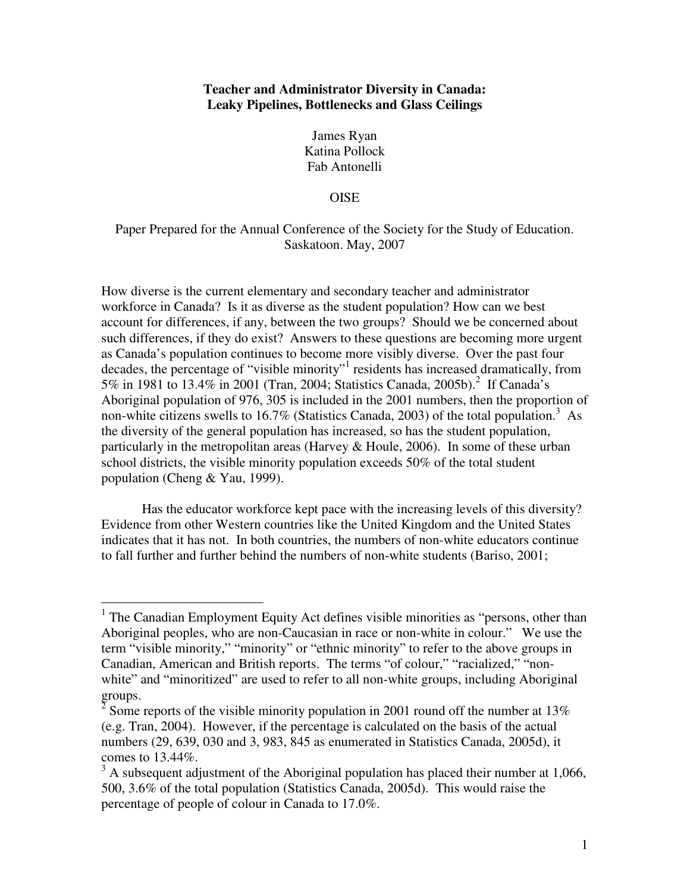# Teacher and Administrator Diversity in Canada: Leaky Pipelines, Bottlenecks and Glass Ceilings

James Ryan
Katina Pollock
Fab Antonelli

OISE

Paper Prepared for the Annual Conference of the Society for the Study of Education. Saskatoon. May, 2007

How diverse is the current elementary and secondary teacher and administrator workforce in Canada? Is it as diverse as the student population? How can we best account for differences, if any, between the two groups? Should we be concerned about such differences, if they do exist? Answers to these questions are becoming more urgent as Canada's population continues to become more visibly diverse. Over the past four decades, the percentage of "visible minority"[1] residents has increased dramatically, from 5% in 1981 to 13.4% in 2001 (Tran, 2004; Statistics Canada, 2005b).[2] If Canada's Aboriginal population of 976, 305 is included in the 2001 numbers, then the proportion of non-white citizens swells to 16.7% (Statistics Canada, 2003) of the total population.[3] As the diversity of the general population has increased, so has the student population, particularly in the metropolitan areas (Harvey & Houle, 2006). In some of these urban school districts, the visible minority population exceeds 50% of the total student population (Cheng & Yau, 1999).

Has the educator workforce kept pace with the increasing levels of this diversity? Evidence from other Western countries like the United Kingdom and the United States indicates that it has not. In both countries, the numbers of non-white educators continue to fall further and further behind the numbers of non-white students (Bariso, 2001;

---

[1] The Canadian Employment Equity Act defines visible minorities as "persons, other than Aboriginal peoples, who are non-Caucasian in race or non-white in colour." We use the term "visible minority," "minority" or "ethnic minority" to refer to the above groups in Canadian, American and British reports. The terms "of colour," "racialized," "non-white" and "minoritized" are used to refer to all non-white groups, including Aboriginal groups.

[2] Some reports of the visible minority population in 2001 round off the number at 13% (e.g. Tran, 2004). However, if the percentage is calculated on the basis of the actual numbers (29, 639, 030 and 3, 983, 845 as enumerated in Statistics Canada, 2005d), it comes to 13.44%.

[3] A subsequent adjustment of the Aboriginal population has placed their number at 1,066, 500, 3.6% of the total population (Statistics Canada, 2005d). This would raise the percentage of people of colour in Canada to 17.0%.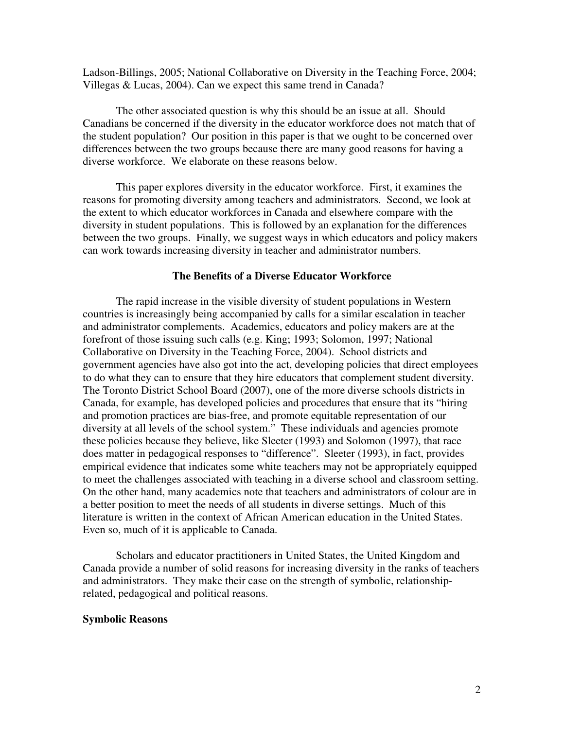Ladson-Billings, 2005; National Collaborative on Diversity in the Teaching Force, 2004; Villegas & Lucas, 2004). Can we expect this same trend in Canada?

The other associated question is why this should be an issue at all. Should Canadians be concerned if the diversity in the educator workforce does not match that of the student population? Our position in this paper is that we ought to be concerned over differences between the two groups because there are many good reasons for having a diverse workforce. We elaborate on these reasons below.

This paper explores diversity in the educator workforce. First, it examines the reasons for promoting diversity among teachers and administrators. Second, we look at the extent to which educator workforces in Canada and elsewhere compare with the diversity in student populations. This is followed by an explanation for the differences between the two groups. Finally, we suggest ways in which educators and policy makers can work towards increasing diversity in teacher and administrator numbers.

## The Benefits of a Diverse Educator Workforce

The rapid increase in the visible diversity of student populations in Western countries is increasingly being accompanied by calls for a similar escalation in teacher and administrator complements. Academics, educators and policy makers are at the forefront of those issuing such calls (e.g. King; 1993; Solomon, 1997; National Collaborative on Diversity in the Teaching Force, 2004). School districts and government agencies have also got into the act, developing policies that direct employees to do what they can to ensure that they hire educators that complement student diversity. The Toronto District School Board (2007), one of the more diverse schools districts in Canada, for example, has developed policies and procedures that ensure that its "hiring and promotion practices are bias-free, and promote equitable representation of our diversity at all levels of the school system." These individuals and agencies promote these policies because they believe, like Sleeter (1993) and Solomon (1997), that race does matter in pedagogical responses to "difference". Sleeter (1993), in fact, provides empirical evidence that indicates some white teachers may not be appropriately equipped to meet the challenges associated with teaching in a diverse school and classroom setting. On the other hand, many academics note that teachers and administrators of colour are in a better position to meet the needs of all students in diverse settings. Much of this literature is written in the context of African American education in the United States. Even so, much of it is applicable to Canada.

Scholars and educator practitioners in United States, the United Kingdom and Canada provide a number of solid reasons for increasing diversity in the ranks of teachers and administrators. They make their case on the strength of symbolic, relationship-related, pedagogical and political reasons.

### Symbolic Reasons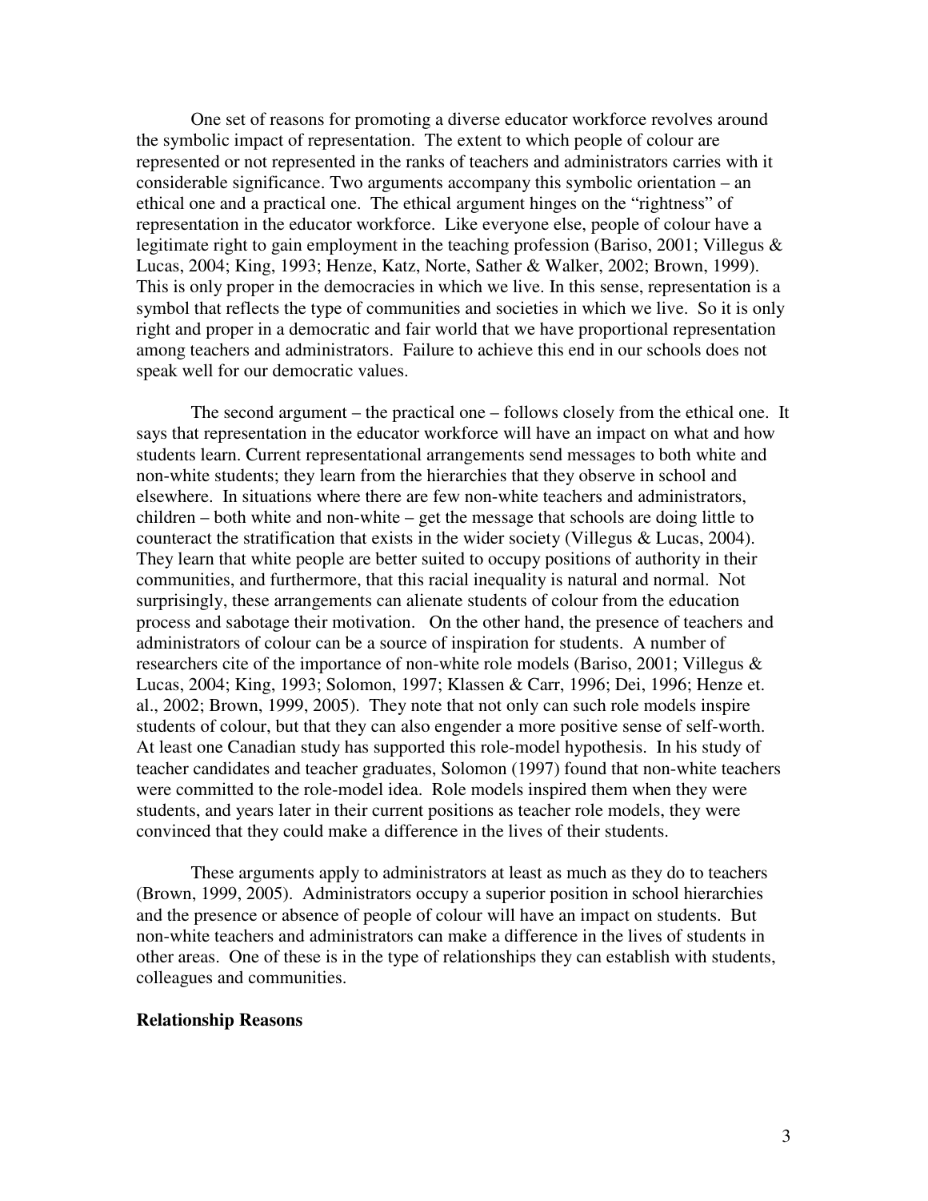One set of reasons for promoting a diverse educator workforce revolves around the symbolic impact of representation. The extent to which people of colour are represented or not represented in the ranks of teachers and administrators carries with it considerable significance. Two arguments accompany this symbolic orientation – an ethical one and a practical one. The ethical argument hinges on the "rightness" of representation in the educator workforce. Like everyone else, people of colour have a legitimate right to gain employment in the teaching profession (Bariso, 2001; Villegus & Lucas, 2004; King, 1993; Henze, Katz, Norte, Sather & Walker, 2002; Brown, 1999). This is only proper in the democracies in which we live. In this sense, representation is a symbol that reflects the type of communities and societies in which we live. So it is only right and proper in a democratic and fair world that we have proportional representation among teachers and administrators. Failure to achieve this end in our schools does not speak well for our democratic values.

The second argument – the practical one – follows closely from the ethical one. It says that representation in the educator workforce will have an impact on what and how students learn. Current representational arrangements send messages to both white and non-white students; they learn from the hierarchies that they observe in school and elsewhere. In situations where there are few non-white teachers and administrators, children – both white and non-white – get the message that schools are doing little to counteract the stratification that exists in the wider society (Villegus & Lucas, 2004). They learn that white people are better suited to occupy positions of authority in their communities, and furthermore, that this racial inequality is natural and normal. Not surprisingly, these arrangements can alienate students of colour from the education process and sabotage their motivation. On the other hand, the presence of teachers and administrators of colour can be a source of inspiration for students. A number of researchers cite of the importance of non-white role models (Bariso, 2001; Villegus & Lucas, 2004; King, 1993; Solomon, 1997; Klassen & Carr, 1996; Dei, 1996; Henze et. al., 2002; Brown, 1999, 2005). They note that not only can such role models inspire students of colour, but that they can also engender a more positive sense of self-worth. At least one Canadian study has supported this role-model hypothesis. In his study of teacher candidates and teacher graduates, Solomon (1997) found that non-white teachers were committed to the role-model idea. Role models inspired them when they were students, and years later in their current positions as teacher role models, they were convinced that they could make a difference in the lives of their students.

These arguments apply to administrators at least as much as they do to teachers (Brown, 1999, 2005). Administrators occupy a superior position in school hierarchies and the presence or absence of people of colour will have an impact on students. But non-white teachers and administrators can make a difference in the lives of students in other areas. One of these is in the type of relationships they can establish with students, colleagues and communities.

**Relationship Reasons**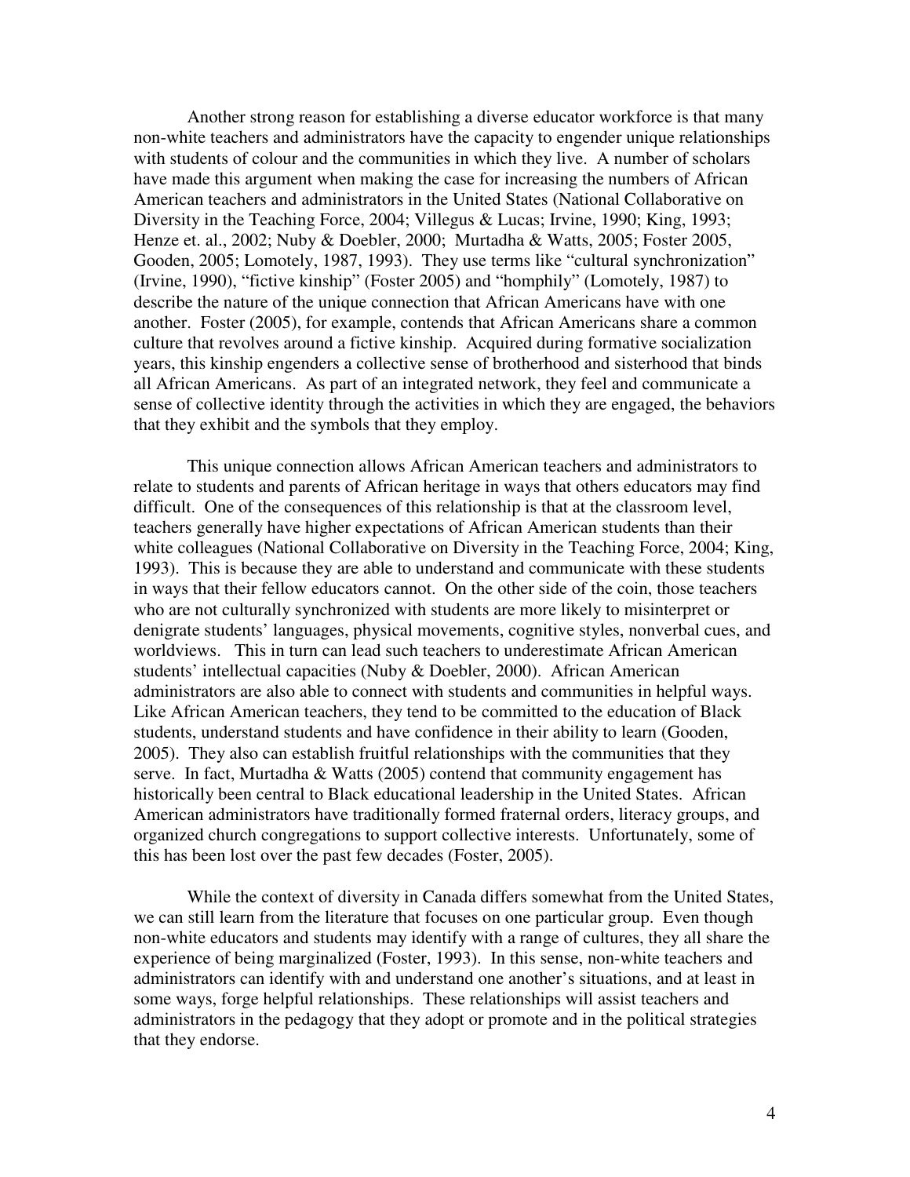Another strong reason for establishing a diverse educator workforce is that many non-white teachers and administrators have the capacity to engender unique relationships with students of colour and the communities in which they live. A number of scholars have made this argument when making the case for increasing the numbers of African American teachers and administrators in the United States (National Collaborative on Diversity in the Teaching Force, 2004; Villegus & Lucas; Irvine, 1990; King, 1993; Henze et. al., 2002; Nuby & Doebler, 2000; Murtadha & Watts, 2005; Foster 2005, Gooden, 2005; Lomotely, 1987, 1993). They use terms like "cultural synchronization" (Irvine, 1990), "fictive kinship" (Foster 2005) and "homphily" (Lomotely, 1987) to describe the nature of the unique connection that African Americans have with one another. Foster (2005), for example, contends that African Americans share a common culture that revolves around a fictive kinship. Acquired during formative socialization years, this kinship engenders a collective sense of brotherhood and sisterhood that binds all African Americans. As part of an integrated network, they feel and communicate a sense of collective identity through the activities in which they are engaged, the behaviors that they exhibit and the symbols that they employ.

This unique connection allows African American teachers and administrators to relate to students and parents of African heritage in ways that others educators may find difficult. One of the consequences of this relationship is that at the classroom level, teachers generally have higher expectations of African American students than their white colleagues (National Collaborative on Diversity in the Teaching Force, 2004; King, 1993). This is because they are able to understand and communicate with these students in ways that their fellow educators cannot. On the other side of the coin, those teachers who are not culturally synchronized with students are more likely to misinterpret or denigrate students' languages, physical movements, cognitive styles, nonverbal cues, and worldviews. This in turn can lead such teachers to underestimate African American students' intellectual capacities (Nuby & Doebler, 2000). African American administrators are also able to connect with students and communities in helpful ways. Like African American teachers, they tend to be committed to the education of Black students, understand students and have confidence in their ability to learn (Gooden, 2005). They also can establish fruitful relationships with the communities that they serve. In fact, Murtadha & Watts (2005) contend that community engagement has historically been central to Black educational leadership in the United States. African American administrators have traditionally formed fraternal orders, literacy groups, and organized church congregations to support collective interests. Unfortunately, some of this has been lost over the past few decades (Foster, 2005).

While the context of diversity in Canada differs somewhat from the United States, we can still learn from the literature that focuses on one particular group. Even though non-white educators and students may identify with a range of cultures, they all share the experience of being marginalized (Foster, 1993). In this sense, non-white teachers and administrators can identify with and understand one another's situations, and at least in some ways, forge helpful relationships. These relationships will assist teachers and administrators in the pedagogy that they adopt or promote and in the political strategies that they endorse.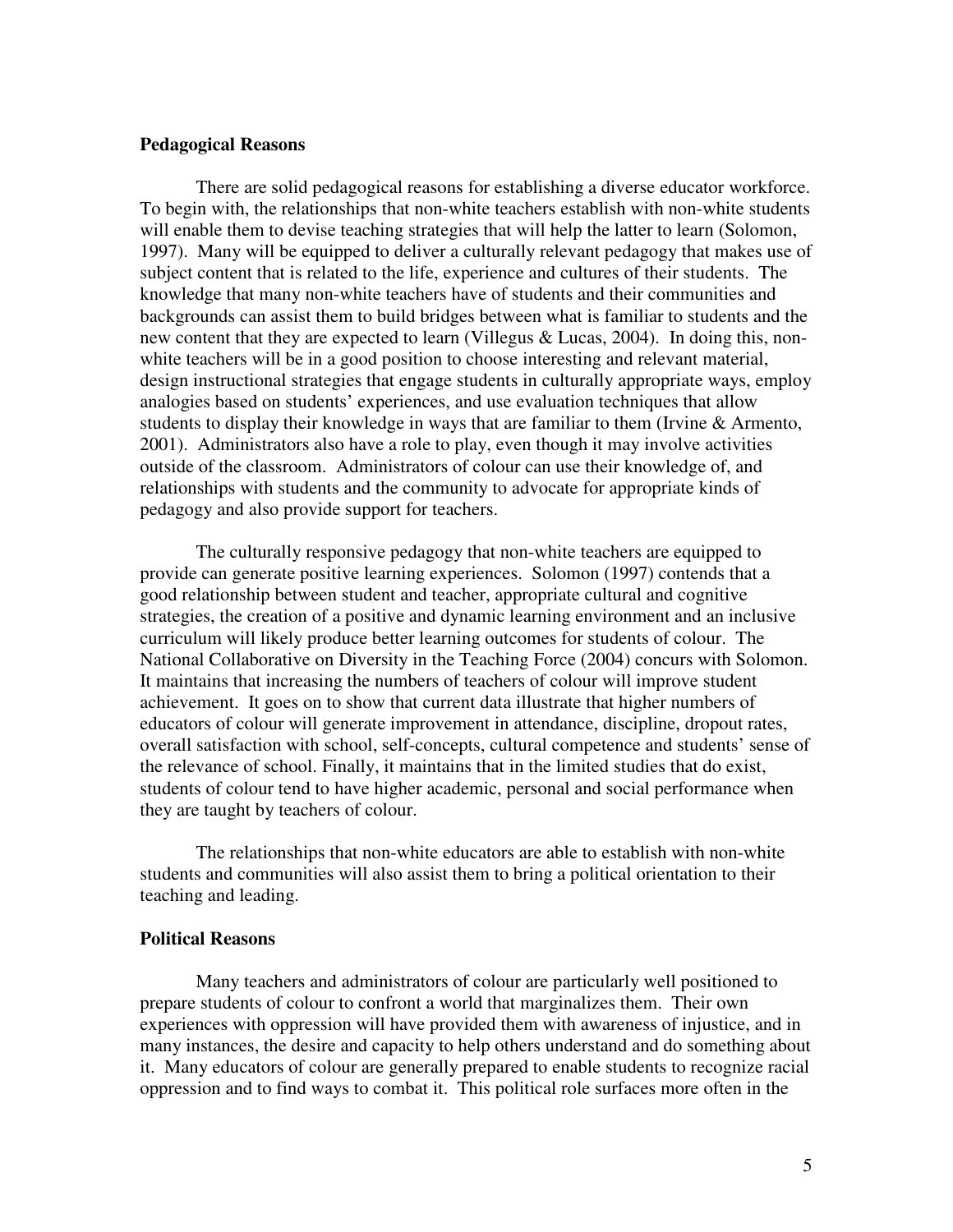### Pedagogical Reasons

There are solid pedagogical reasons for establishing a diverse educator workforce. To begin with, the relationships that non-white teachers establish with non-white students will enable them to devise teaching strategies that will help the latter to learn (Solomon, 1997). Many will be equipped to deliver a culturally relevant pedagogy that makes use of subject content that is related to the life, experience and cultures of their students. The knowledge that many non-white teachers have of students and their communities and backgrounds can assist them to build bridges between what is familiar to students and the new content that they are expected to learn (Villegus & Lucas, 2004). In doing this, non-white teachers will be in a good position to choose interesting and relevant material, design instructional strategies that engage students in culturally appropriate ways, employ analogies based on students' experiences, and use evaluation techniques that allow students to display their knowledge in ways that are familiar to them (Irvine & Armento, 2001). Administrators also have a role to play, even though it may involve activities outside of the classroom. Administrators of colour can use their knowledge of, and relationships with students and the community to advocate for appropriate kinds of pedagogy and also provide support for teachers.

The culturally responsive pedagogy that non-white teachers are equipped to provide can generate positive learning experiences. Solomon (1997) contends that a good relationship between student and teacher, appropriate cultural and cognitive strategies, the creation of a positive and dynamic learning environment and an inclusive curriculum will likely produce better learning outcomes for students of colour. The National Collaborative on Diversity in the Teaching Force (2004) concurs with Solomon. It maintains that increasing the numbers of teachers of colour will improve student achievement. It goes on to show that current data illustrate that higher numbers of educators of colour will generate improvement in attendance, discipline, dropout rates, overall satisfaction with school, self-concepts, cultural competence and students' sense of the relevance of school. Finally, it maintains that in the limited studies that do exist, students of colour tend to have higher academic, personal and social performance when they are taught by teachers of colour.

The relationships that non-white educators are able to establish with non-white students and communities will also assist them to bring a political orientation to their teaching and leading.

### Political Reasons

Many teachers and administrators of colour are particularly well positioned to prepare students of colour to confront a world that marginalizes them. Their own experiences with oppression will have provided them with awareness of injustice, and in many instances, the desire and capacity to help others understand and do something about it. Many educators of colour are generally prepared to enable students to recognize racial oppression and to find ways to combat it. This political role surfaces more often in the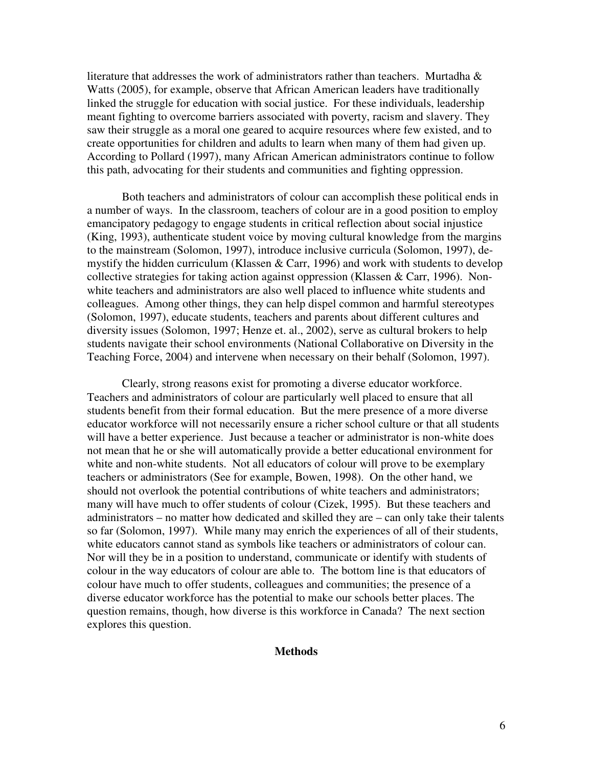literature that addresses the work of administrators rather than teachers. Murtadha & Watts (2005), for example, observe that African American leaders have traditionally linked the struggle for education with social justice. For these individuals, leadership meant fighting to overcome barriers associated with poverty, racism and slavery. They saw their struggle as a moral one geared to acquire resources where few existed, and to create opportunities for children and adults to learn when many of them had given up. According to Pollard (1997), many African American administrators continue to follow this path, advocating for their students and communities and fighting oppression.

Both teachers and administrators of colour can accomplish these political ends in a number of ways. In the classroom, teachers of colour are in a good position to employ emancipatory pedagogy to engage students in critical reflection about social injustice (King, 1993), authenticate student voice by moving cultural knowledge from the margins to the mainstream (Solomon, 1997), introduce inclusive curricula (Solomon, 1997), de-mystify the hidden curriculum (Klassen & Carr, 1996) and work with students to develop collective strategies for taking action against oppression (Klassen & Carr, 1996). Non-white teachers and administrators are also well placed to influence white students and colleagues. Among other things, they can help dispel common and harmful stereotypes (Solomon, 1997), educate students, teachers and parents about different cultures and diversity issues (Solomon, 1997; Henze et. al., 2002), serve as cultural brokers to help students navigate their school environments (National Collaborative on Diversity in the Teaching Force, 2004) and intervene when necessary on their behalf (Solomon, 1997).

Clearly, strong reasons exist for promoting a diverse educator workforce. Teachers and administrators of colour are particularly well placed to ensure that all students benefit from their formal education. But the mere presence of a more diverse educator workforce will not necessarily ensure a richer school culture or that all students will have a better experience. Just because a teacher or administrator is non-white does not mean that he or she will automatically provide a better educational environment for white and non-white students. Not all educators of colour will prove to be exemplary teachers or administrators (See for example, Bowen, 1998). On the other hand, we should not overlook the potential contributions of white teachers and administrators; many will have much to offer students of colour (Cizek, 1995). But these teachers and administrators – no matter how dedicated and skilled they are – can only take their talents so far (Solomon, 1997). While many may enrich the experiences of all of their students, white educators cannot stand as symbols like teachers or administrators of colour can. Nor will they be in a position to understand, communicate or identify with students of colour in the way educators of colour are able to. The bottom line is that educators of colour have much to offer students, colleagues and communities; the presence of a diverse educator workforce has the potential to make our schools better places. The question remains, though, how diverse is this workforce in Canada? The next section explores this question.

## Methods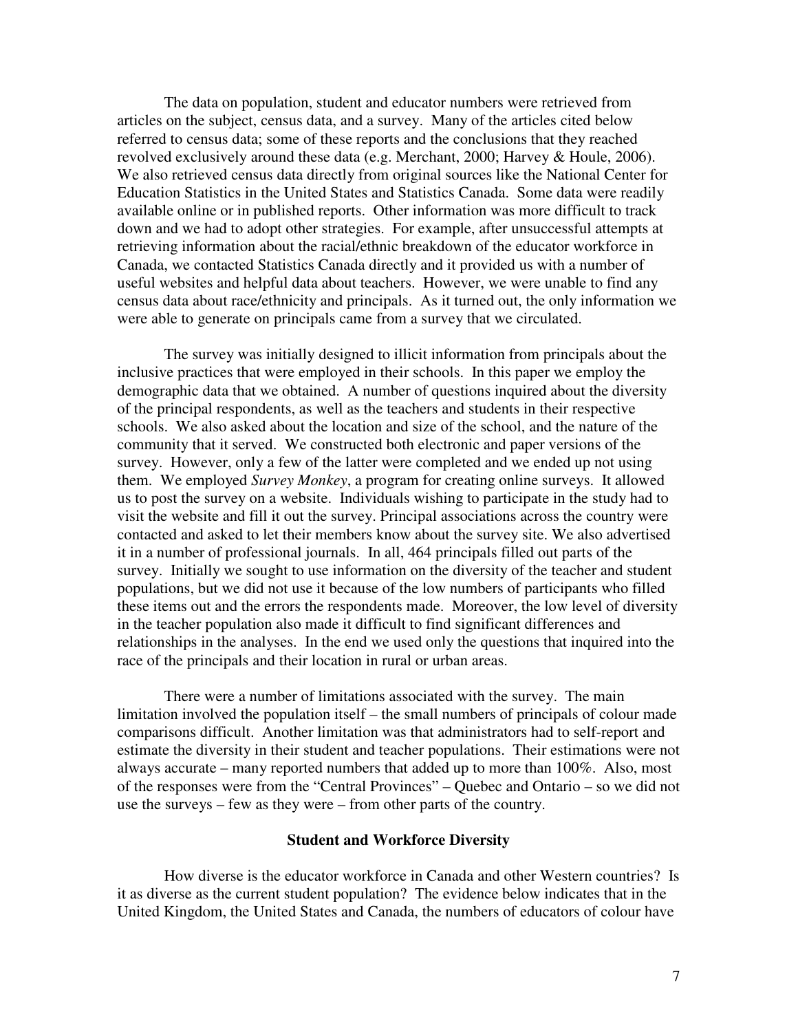The data on population, student and educator numbers were retrieved from articles on the subject, census data, and a survey. Many of the articles cited below referred to census data; some of these reports and the conclusions that they reached revolved exclusively around these data (e.g. Merchant, 2000; Harvey & Houle, 2006). We also retrieved census data directly from original sources like the National Center for Education Statistics in the United States and Statistics Canada. Some data were readily available online or in published reports. Other information was more difficult to track down and we had to adopt other strategies. For example, after unsuccessful attempts at retrieving information about the racial/ethnic breakdown of the educator workforce in Canada, we contacted Statistics Canada directly and it provided us with a number of useful websites and helpful data about teachers. However, we were unable to find any census data about race/ethnicity and principals. As it turned out, the only information we were able to generate on principals came from a survey that we circulated.

The survey was initially designed to illicit information from principals about the inclusive practices that were employed in their schools. In this paper we employ the demographic data that we obtained. A number of questions inquired about the diversity of the principal respondents, as well as the teachers and students in their respective schools. We also asked about the location and size of the school, and the nature of the community that it served. We constructed both electronic and paper versions of the survey. However, only a few of the latter were completed and we ended up not using them. We employed *Survey Monkey*, a program for creating online surveys. It allowed us to post the survey on a website. Individuals wishing to participate in the study had to visit the website and fill it out the survey. Principal associations across the country were contacted and asked to let their members know about the survey site. We also advertised it in a number of professional journals. In all, 464 principals filled out parts of the survey. Initially we sought to use information on the diversity of the teacher and student populations, but we did not use it because of the low numbers of participants who filled these items out and the errors the respondents made. Moreover, the low level of diversity in the teacher population also made it difficult to find significant differences and relationships in the analyses. In the end we used only the questions that inquired into the race of the principals and their location in rural or urban areas.

There were a number of limitations associated with the survey. The main limitation involved the population itself – the small numbers of principals of colour made comparisons difficult. Another limitation was that administrators had to self-report and estimate the diversity in their student and teacher populations. Their estimations were not always accurate – many reported numbers that added up to more than 100%. Also, most of the responses were from the "Central Provinces" – Quebec and Ontario – so we did not use the surveys – few as they were – from other parts of the country.

## Student and Workforce Diversity

How diverse is the educator workforce in Canada and other Western countries? Is it as diverse as the current student population? The evidence below indicates that in the United Kingdom, the United States and Canada, the numbers of educators of colour have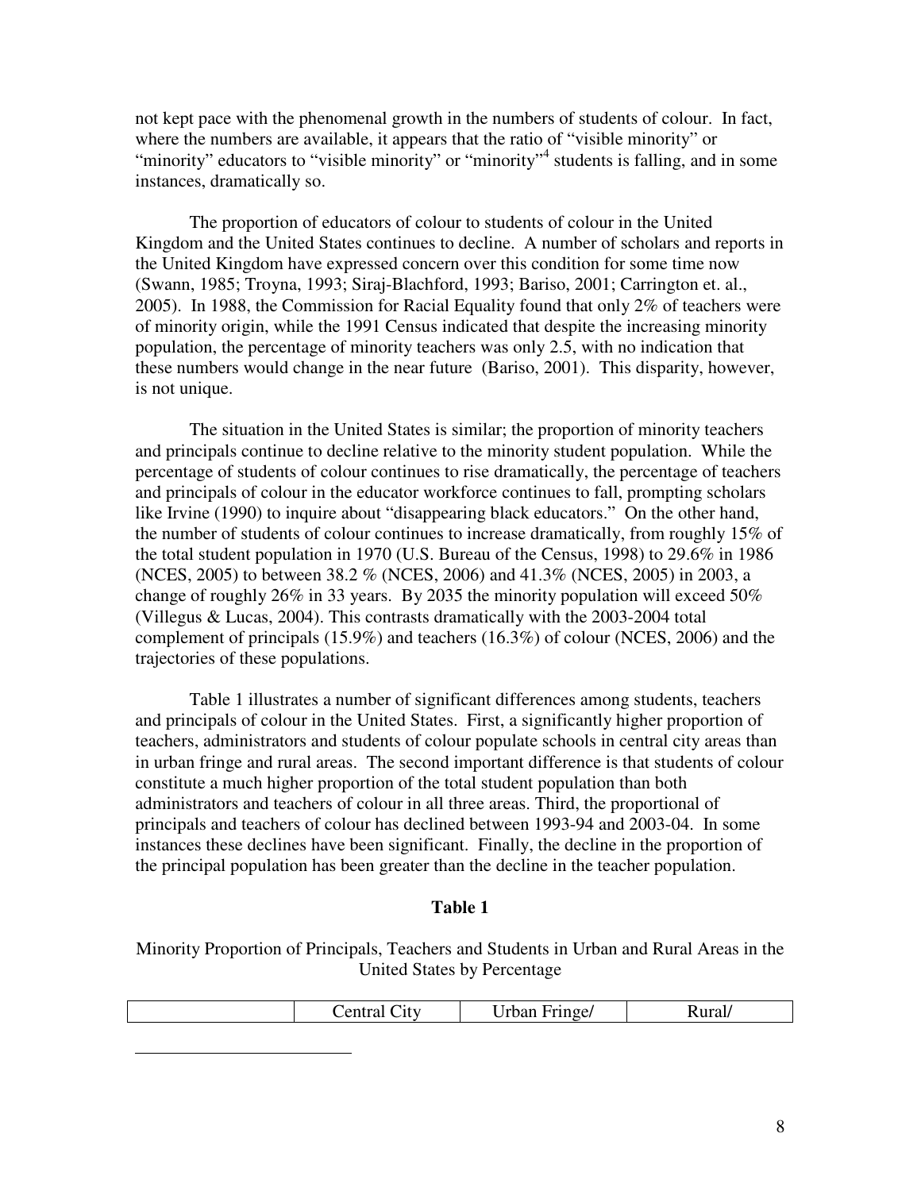not kept pace with the phenomenal growth in the numbers of students of colour. In fact, where the numbers are available, it appears that the ratio of "visible minority" or "minority" educators to "visible minority" or "minority"[4] students is falling, and in some instances, dramatically so.

The proportion of educators of colour to students of colour in the United Kingdom and the United States continues to decline. A number of scholars and reports in the United Kingdom have expressed concern over this condition for some time now (Swann, 1985; Troyna, 1993; Siraj-Blachford, 1993; Bariso, 2001; Carrington et. al., 2005). In 1988, the Commission for Racial Equality found that only 2% of teachers were of minority origin, while the 1991 Census indicated that despite the increasing minority population, the percentage of minority teachers was only 2.5, with no indication that these numbers would change in the near future (Bariso, 2001). This disparity, however, is not unique.

The situation in the United States is similar; the proportion of minority teachers and principals continue to decline relative to the minority student population. While the percentage of students of colour continues to rise dramatically, the percentage of teachers and principals of colour in the educator workforce continues to fall, prompting scholars like Irvine (1990) to inquire about "disappearing black educators." On the other hand, the number of students of colour continues to increase dramatically, from roughly 15% of the total student population in 1970 (U.S. Bureau of the Census, 1998) to 29.6% in 1986 (NCES, 2005) to between 38.2 % (NCES, 2006) and 41.3% (NCES, 2005) in 2003, a change of roughly 26% in 33 years. By 2035 the minority population will exceed 50% (Villegus & Lucas, 2004). This contrasts dramatically with the 2003-2004 total complement of principals (15.9%) and teachers (16.3%) of colour (NCES, 2006) and the trajectories of these populations.

Table 1 illustrates a number of significant differences among students, teachers and principals of colour in the United States. First, a significantly higher proportion of teachers, administrators and students of colour populate schools in central city areas than in urban fringe and rural areas. The second important difference is that students of colour constitute a much higher proportion of the total student population than both administrators and teachers of colour in all three areas. Third, the proportional of principals and teachers of colour has declined between 1993-94 and 2003-04. In some instances these declines have been significant. Finally, the decline in the proportion of the principal population has been greater than the decline in the teacher population.

**Table 1**

Minority Proportion of Principals, Teachers and Students in Urban and Rural Areas in the United States by Percentage

| | Central City | Urban Fringe/ | Rural/ |
|---|---|---|---|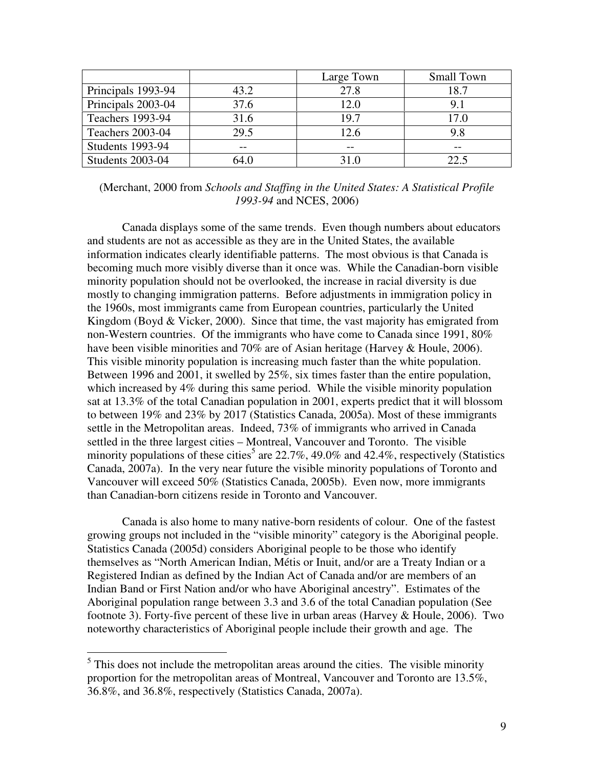| | | Large Town | Small Town |
|---|---|---|---|
| Principals 1993-94 | 43.2 | 27.8 | 18.7 |
| Principals 2003-04 | 37.6 | 12.0 | 9.1 |
| Teachers 1993-94 | 31.6 | 19.7 | 17.0 |
| Teachers 2003-04 | 29.5 | 12.6 | 9.8 |
| Students 1993-94 | -- | -- | -- |
| Students 2003-04 | 64.0 | 31.0 | 22.5 |

(Merchant, 2000 from *Schools and Staffing in the United States: A Statistical Profile 1993-94* and NCES, 2006)

Canada displays some of the same trends. Even though numbers about educators and students are not as accessible as they are in the United States, the available information indicates clearly identifiable patterns. The most obvious is that Canada is becoming much more visibly diverse than it once was. While the Canadian-born visible minority population should not be overlooked, the increase in racial diversity is due mostly to changing immigration patterns. Before adjustments in immigration policy in the 1960s, most immigrants came from European countries, particularly the United Kingdom (Boyd & Vicker, 2000). Since that time, the vast majority has emigrated from non-Western countries. Of the immigrants who have come to Canada since 1991, 80% have been visible minorities and 70% are of Asian heritage (Harvey & Houle, 2006). This visible minority population is increasing much faster than the white population. Between 1996 and 2001, it swelled by 25%, six times faster than the entire population, which increased by 4% during this same period. While the visible minority population sat at 13.3% of the total Canadian population in 2001, experts predict that it will blossom to between 19% and 23% by 2017 (Statistics Canada, 2005a). Most of these immigrants settle in the Metropolitan areas. Indeed, 73% of immigrants who arrived in Canada settled in the three largest cities – Montreal, Vancouver and Toronto. The visible minority populations of these cities[5] are 22.7%, 49.0% and 42.4%, respectively (Statistics Canada, 2007a). In the very near future the visible minority populations of Toronto and Vancouver will exceed 50% (Statistics Canada, 2005b). Even now, more immigrants than Canadian-born citizens reside in Toronto and Vancouver.

Canada is also home to many native-born residents of colour. One of the fastest growing groups not included in the "visible minority" category is the Aboriginal people. Statistics Canada (2005d) considers Aboriginal people to be those who identify themselves as "North American Indian, Métis or Inuit, and/or are a Treaty Indian or a Registered Indian as defined by the Indian Act of Canada and/or are members of an Indian Band or First Nation and/or who have Aboriginal ancestry". Estimates of the Aboriginal population range between 3.3 and 3.6 of the total Canadian population (See footnote 3). Forty-five percent of these live in urban areas (Harvey & Houle, 2006). Two noteworthy characteristics of Aboriginal people include their growth and age. The

[5] This does not include the metropolitan areas around the cities. The visible minority proportion for the metropolitan areas of Montreal, Vancouver and Toronto are 13.5%, 36.8%, and 36.8%, respectively (Statistics Canada, 2007a).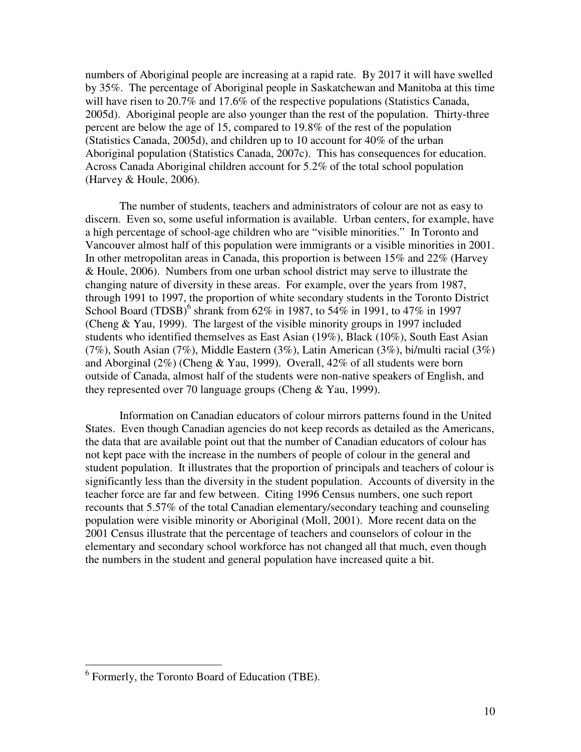numbers of Aboriginal people are increasing at a rapid rate. By 2017 it will have swelled by 35%. The percentage of Aboriginal people in Saskatchewan and Manitoba at this time will have risen to 20.7% and 17.6% of the respective populations (Statistics Canada, 2005d). Aboriginal people are also younger than the rest of the population. Thirty-three percent are below the age of 15, compared to 19.8% of the rest of the population (Statistics Canada, 2005d), and children up to 10 account for 40% of the urban Aboriginal population (Statistics Canada, 2007c). This has consequences for education. Across Canada Aboriginal children account for 5.2% of the total school population (Harvey & Houle, 2006).

The number of students, teachers and administrators of colour are not as easy to discern. Even so, some useful information is available. Urban centers, for example, have a high percentage of school-age children who are "visible minorities." In Toronto and Vancouver almost half of this population were immigrants or a visible minorities in 2001. In other metropolitan areas in Canada, this proportion is between 15% and 22% (Harvey & Houle, 2006). Numbers from one urban school district may serve to illustrate the changing nature of diversity in these areas. For example, over the years from 1987, through 1991 to 1997, the proportion of white secondary students in the Toronto District School Board (TDSB)[6] shrank from 62% in 1987, to 54% in 1991, to 47% in 1997 (Cheng & Yau, 1999). The largest of the visible minority groups in 1997 included students who identified themselves as East Asian (19%), Black (10%), South East Asian (7%), South Asian (7%), Middle Eastern (3%), Latin American (3%), bi/multi racial (3%) and Aborginal (2%) (Cheng & Yau, 1999). Overall, 42% of all students were born outside of Canada, almost half of the students were non-native speakers of English, and they represented over 70 language groups (Cheng & Yau, 1999).

Information on Canadian educators of colour mirrors patterns found in the United States. Even though Canadian agencies do not keep records as detailed as the Americans, the data that are available point out that the number of Canadian educators of colour has not kept pace with the increase in the numbers of people of colour in the general and student population. It illustrates that the proportion of principals and teachers of colour is significantly less than the diversity in the student population. Accounts of diversity in the teacher force are far and few between. Citing 1996 Census numbers, one such report recounts that 5.57% of the total Canadian elementary/secondary teaching and counseling population were visible minority or Aboriginal (Moll, 2001). More recent data on the 2001 Census illustrate that the percentage of teachers and counselors of colour in the elementary and secondary school workforce has not changed all that much, even though the numbers in the student and general population have increased quite a bit.

[6] Formerly, the Toronto Board of Education (TBE).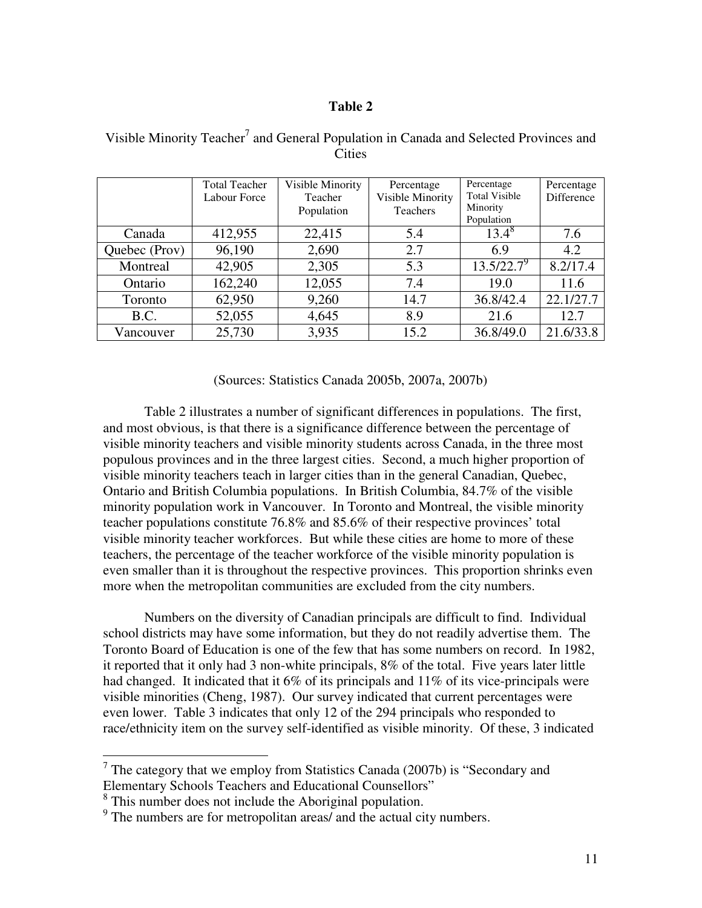**Table 2**

Visible Minority Teacher[7] and General Population in Canada and Selected Provinces and Cities

| | Total Teacher Labour Force | Visible Minority Teacher Population | Percentage Visible Minority Teachers | Percentage Total Visible Minority Population | Percentage Difference |
|---|---|---|---|---|---|
| Canada | 412,955 | 22,415 | 5.4 | 13.4[8] | 7.6 |
| Quebec (Prov) | 96,190 | 2,690 | 2.7 | 6.9 | 4.2 |
| Montreal | 42,905 | 2,305 | 5.3 | 13.5/22.7[9] | 8.2/17.4 |
| Ontario | 162,240 | 12,055 | 7.4 | 19.0 | 11.6 |
| Toronto | 62,950 | 9,260 | 14.7 | 36.8/42.4 | 22.1/27.7 |
| B.C. | 52,055 | 4,645 | 8.9 | 21.6 | 12.7 |
| Vancouver | 25,730 | 3,935 | 15.2 | 36.8/49.0 | 21.6/33.8 |

(Sources: Statistics Canada 2005b, 2007a, 2007b)

Table 2 illustrates a number of significant differences in populations. The first, and most obvious, is that there is a significance difference between the percentage of visible minority teachers and visible minority students across Canada, in the three most populous provinces and in the three largest cities. Second, a much higher proportion of visible minority teachers teach in larger cities than in the general Canadian, Quebec, Ontario and British Columbia populations. In British Columbia, 84.7% of the visible minority population work in Vancouver. In Toronto and Montreal, the visible minority teacher populations constitute 76.8% and 85.6% of their respective provinces' total visible minority teacher workforces. But while these cities are home to more of these teachers, the percentage of the teacher workforce of the visible minority population is even smaller than it is throughout the respective provinces. This proportion shrinks even more when the metropolitan communities are excluded from the city numbers.

Numbers on the diversity of Canadian principals are difficult to find. Individual school districts may have some information, but they do not readily advertise them. The Toronto Board of Education is one of the few that has some numbers on record. In 1982, it reported that it only had 3 non-white principals, 8% of the total. Five years later little had changed. It indicated that it 6% of its principals and 11% of its vice-principals were visible minorities (Cheng, 1987). Our survey indicated that current percentages were even lower. Table 3 indicates that only 12 of the 294 principals who responded to race/ethnicity item on the survey self-identified as visible minority. Of these, 3 indicated

[7] The category that we employ from Statistics Canada (2007b) is "Secondary and Elementary Schools Teachers and Educational Counsellors"

[8] This number does not include the Aboriginal population.

[9] The numbers are for metropolitan areas/ and the actual city numbers.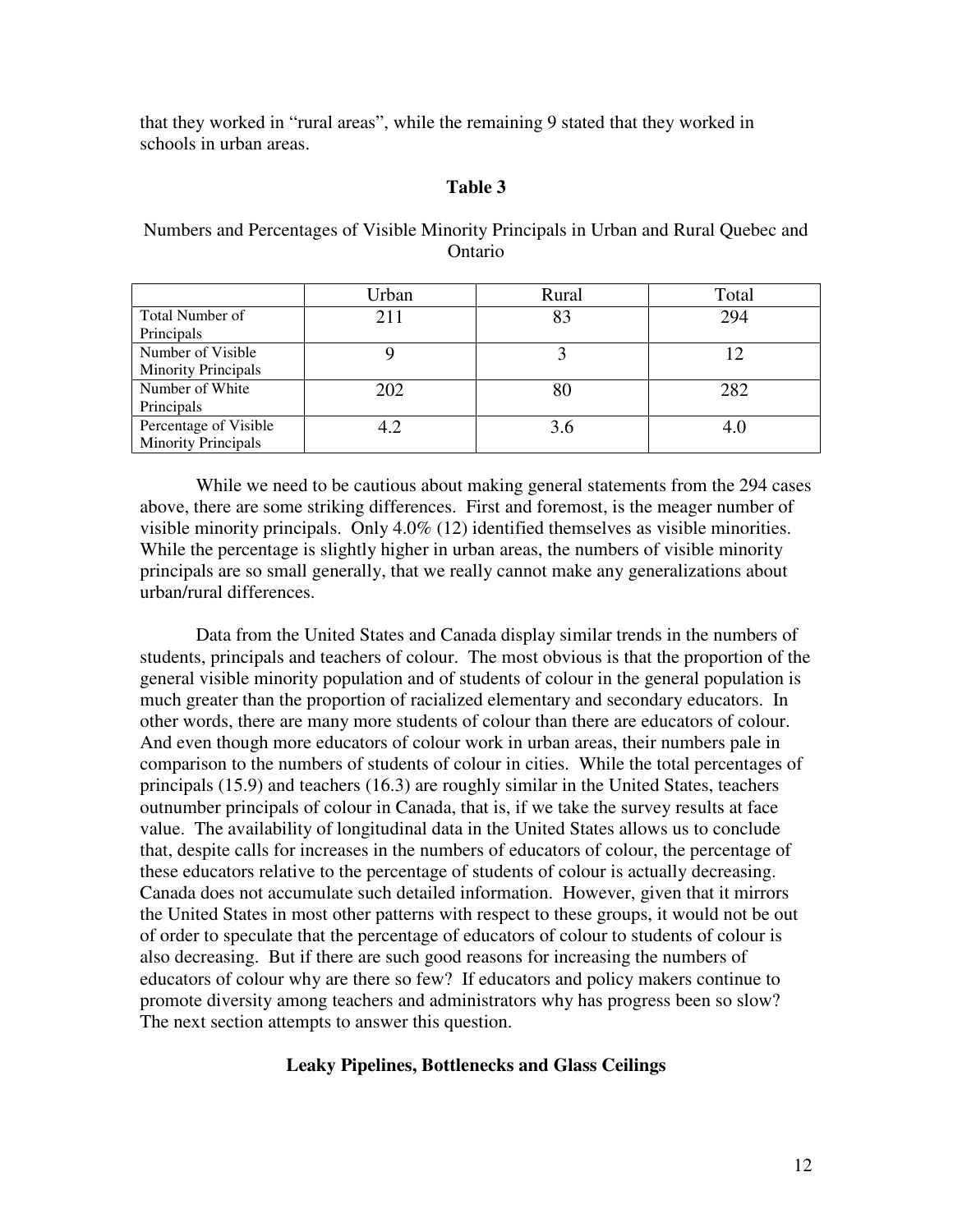that they worked in "rural areas", while the remaining 9 stated that they worked in schools in urban areas.

**Table 3**

Numbers and Percentages of Visible Minority Principals in Urban and Rural Quebec and Ontario

| | Urban | Rural | Total |
|---|---|---|---|
| Total Number of Principals | 211 | 83 | 294 |
| Number of Visible Minority Principals | 9 | 3 | 12 |
| Number of White Principals | 202 | 80 | 282 |
| Percentage of Visible Minority Principals | 4.2 | 3.6 | 4.0 |

While we need to be cautious about making general statements from the 294 cases above, there are some striking differences. First and foremost, is the meager number of visible minority principals. Only 4.0% (12) identified themselves as visible minorities. While the percentage is slightly higher in urban areas, the numbers of visible minority principals are so small generally, that we really cannot make any generalizations about urban/rural differences.

Data from the United States and Canada display similar trends in the numbers of students, principals and teachers of colour. The most obvious is that the proportion of the general visible minority population and of students of colour in the general population is much greater than the proportion of racialized elementary and secondary educators. In other words, there are many more students of colour than there are educators of colour. And even though more educators of colour work in urban areas, their numbers pale in comparison to the numbers of students of colour in cities. While the total percentages of principals (15.9) and teachers (16.3) are roughly similar in the United States, teachers outnumber principals of colour in Canada, that is, if we take the survey results at face value. The availability of longitudinal data in the United States allows us to conclude that, despite calls for increases in the numbers of educators of colour, the percentage of these educators relative to the percentage of students of colour is actually decreasing. Canada does not accumulate such detailed information. However, given that it mirrors the United States in most other patterns with respect to these groups, it would not be out of order to speculate that the percentage of educators of colour to students of colour is also decreasing. But if there are such good reasons for increasing the numbers of educators of colour why are there so few? If educators and policy makers continue to promote diversity among teachers and administrators why has progress been so slow? The next section attempts to answer this question.

## Leaky Pipelines, Bottlenecks and Glass Ceilings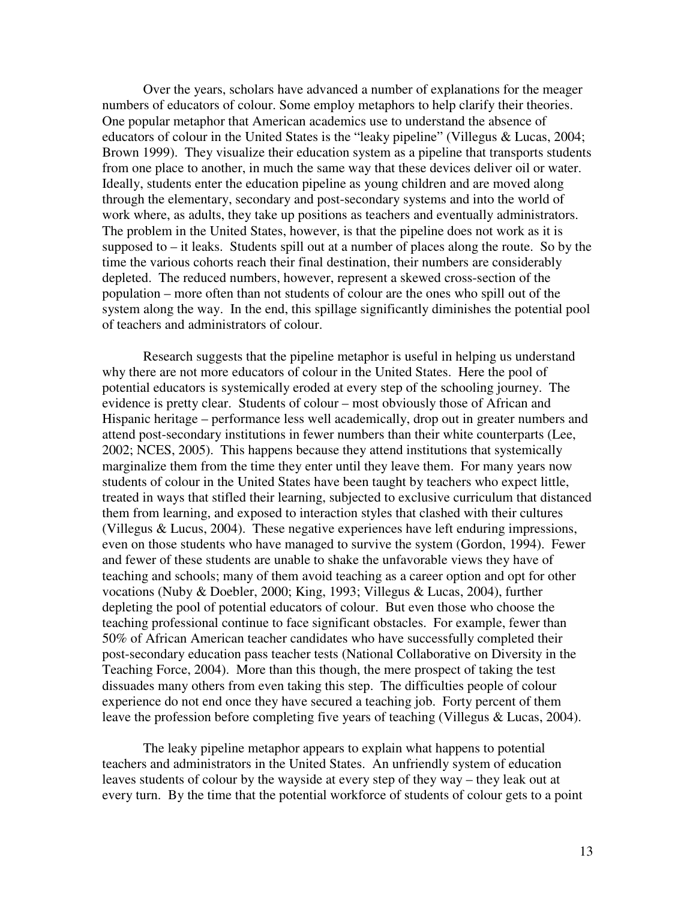Over the years, scholars have advanced a number of explanations for the meager numbers of educators of colour. Some employ metaphors to help clarify their theories. One popular metaphor that American academics use to understand the absence of educators of colour in the United States is the "leaky pipeline" (Villegus & Lucas, 2004; Brown 1999). They visualize their education system as a pipeline that transports students from one place to another, in much the same way that these devices deliver oil or water. Ideally, students enter the education pipeline as young children and are moved along through the elementary, secondary and post-secondary systems and into the world of work where, as adults, they take up positions as teachers and eventually administrators. The problem in the United States, however, is that the pipeline does not work as it is supposed to – it leaks. Students spill out at a number of places along the route. So by the time the various cohorts reach their final destination, their numbers are considerably depleted. The reduced numbers, however, represent a skewed cross-section of the population – more often than not students of colour are the ones who spill out of the system along the way. In the end, this spillage significantly diminishes the potential pool of teachers and administrators of colour.

Research suggests that the pipeline metaphor is useful in helping us understand why there are not more educators of colour in the United States. Here the pool of potential educators is systemically eroded at every step of the schooling journey. The evidence is pretty clear. Students of colour – most obviously those of African and Hispanic heritage – performance less well academically, drop out in greater numbers and attend post-secondary institutions in fewer numbers than their white counterparts (Lee, 2002; NCES, 2005). This happens because they attend institutions that systemically marginalize them from the time they enter until they leave them. For many years now students of colour in the United States have been taught by teachers who expect little, treated in ways that stifled their learning, subjected to exclusive curriculum that distanced them from learning, and exposed to interaction styles that clashed with their cultures (Villegus & Lucus, 2004). These negative experiences have left enduring impressions, even on those students who have managed to survive the system (Gordon, 1994). Fewer and fewer of these students are unable to shake the unfavorable views they have of teaching and schools; many of them avoid teaching as a career option and opt for other vocations (Nuby & Doebler, 2000; King, 1993; Villegus & Lucas, 2004), further depleting the pool of potential educators of colour. But even those who choose the teaching professional continue to face significant obstacles. For example, fewer than 50% of African American teacher candidates who have successfully completed their post-secondary education pass teacher tests (National Collaborative on Diversity in the Teaching Force, 2004). More than this though, the mere prospect of taking the test dissuades many others from even taking this step. The difficulties people of colour experience do not end once they have secured a teaching job. Forty percent of them leave the profession before completing five years of teaching (Villegus & Lucas, 2004).

The leaky pipeline metaphor appears to explain what happens to potential teachers and administrators in the United States. An unfriendly system of education leaves students of colour by the wayside at every step of they way – they leak out at every turn. By the time that the potential workforce of students of colour gets to a point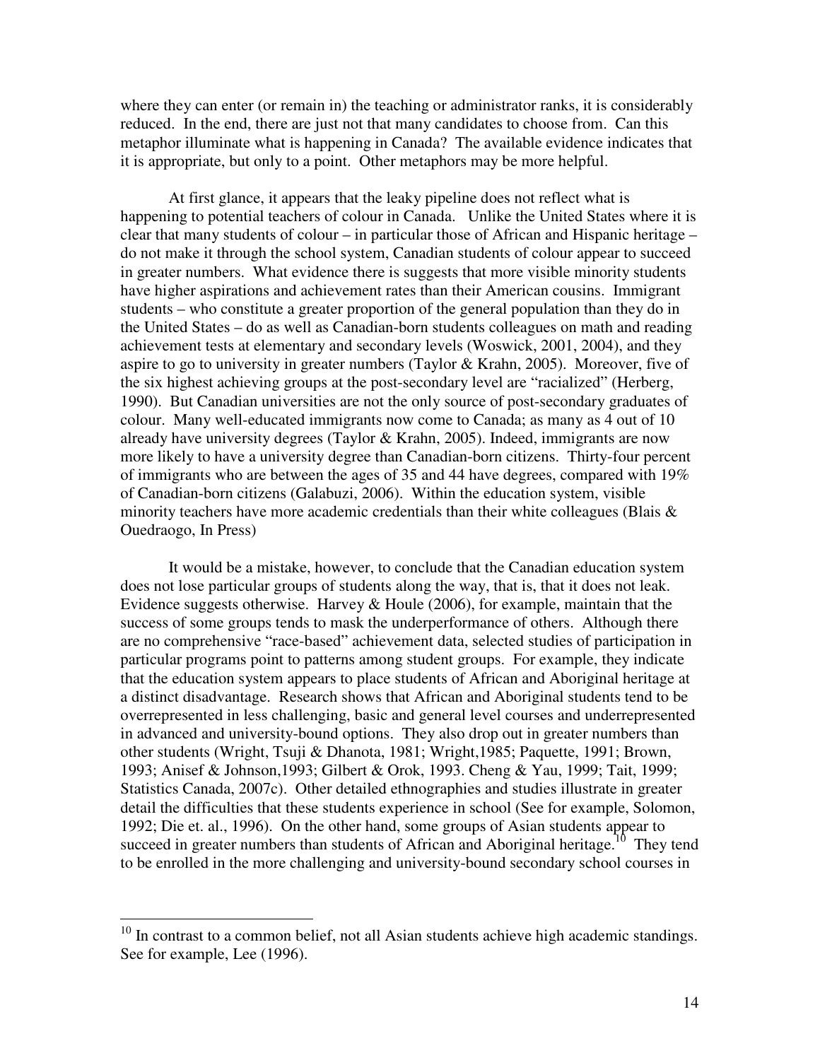where they can enter (or remain in) the teaching or administrator ranks, it is considerably reduced. In the end, there are just not that many candidates to choose from. Can this metaphor illuminate what is happening in Canada? The available evidence indicates that it is appropriate, but only to a point. Other metaphors may be more helpful.

At first glance, it appears that the leaky pipeline does not reflect what is happening to potential teachers of colour in Canada. Unlike the United States where it is clear that many students of colour – in particular those of African and Hispanic heritage – do not make it through the school system, Canadian students of colour appear to succeed in greater numbers. What evidence there is suggests that more visible minority students have higher aspirations and achievement rates than their American cousins. Immigrant students – who constitute a greater proportion of the general population than they do in the United States – do as well as Canadian-born students colleagues on math and reading achievement tests at elementary and secondary levels (Woswick, 2001, 2004), and they aspire to go to university in greater numbers (Taylor & Krahn, 2005). Moreover, five of the six highest achieving groups at the post-secondary level are "racialized" (Herberg, 1990). But Canadian universities are not the only source of post-secondary graduates of colour. Many well-educated immigrants now come to Canada; as many as 4 out of 10 already have university degrees (Taylor & Krahn, 2005). Indeed, immigrants are now more likely to have a university degree than Canadian-born citizens. Thirty-four percent of immigrants who are between the ages of 35 and 44 have degrees, compared with 19% of Canadian-born citizens (Galabuzi, 2006). Within the education system, visible minority teachers have more academic credentials than their white colleagues (Blais & Ouedraogo, In Press)

It would be a mistake, however, to conclude that the Canadian education system does not lose particular groups of students along the way, that is, that it does not leak. Evidence suggests otherwise. Harvey & Houle (2006), for example, maintain that the success of some groups tends to mask the underperformance of others. Although there are no comprehensive "race-based" achievement data, selected studies of participation in particular programs point to patterns among student groups. For example, they indicate that the education system appears to place students of African and Aboriginal heritage at a distinct disadvantage. Research shows that African and Aboriginal students tend to be overrepresented in less challenging, basic and general level courses and underrepresented in advanced and university-bound options. They also drop out in greater numbers than other students (Wright, Tsuji & Dhanota, 1981; Wright,1985; Paquette, 1991; Brown, 1993; Anisef & Johnson,1993; Gilbert & Orok, 1993. Cheng & Yau, 1999; Tait, 1999; Statistics Canada, 2007c). Other detailed ethnographies and studies illustrate in greater detail the difficulties that these students experience in school (See for example, Solomon, 1992; Die et. al., 1996). On the other hand, some groups of Asian students appear to succeed in greater numbers than students of African and Aboriginal heritage.[10] They tend to be enrolled in the more challenging and university-bound secondary school courses in

[10] In contrast to a common belief, not all Asian students achieve high academic standings. See for example, Lee (1996).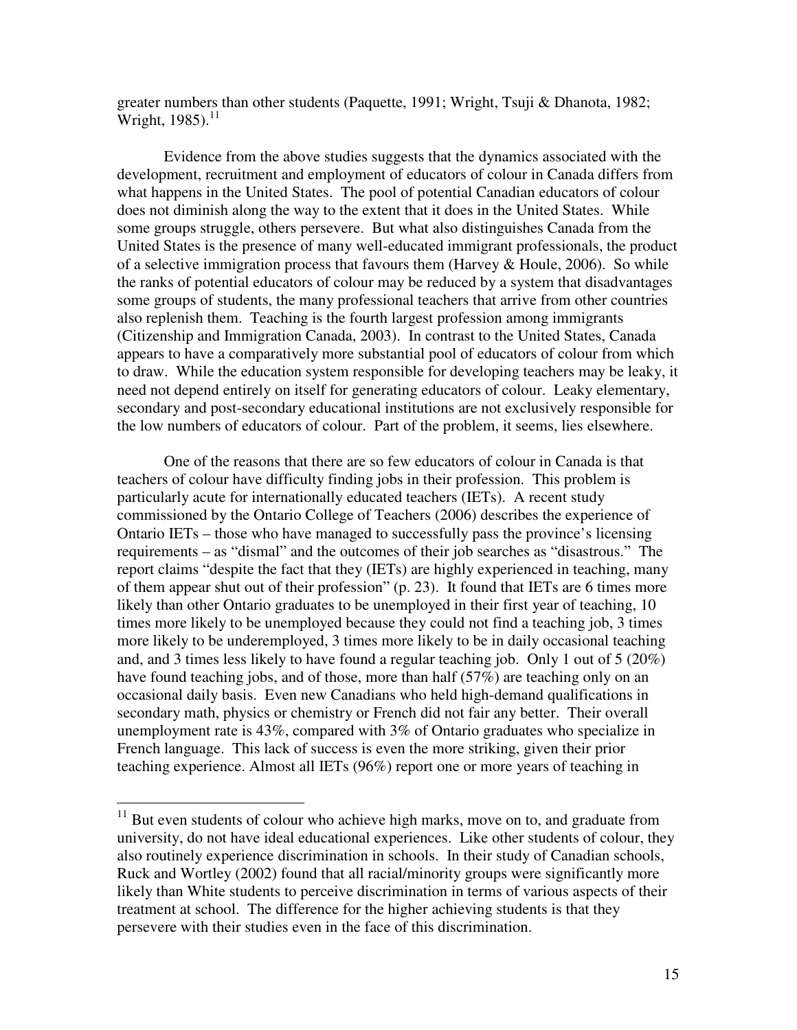greater numbers than other students (Paquette, 1991; Wright, Tsuji & Dhanota, 1982; Wright, 1985).[11]

Evidence from the above studies suggests that the dynamics associated with the development, recruitment and employment of educators of colour in Canada differs from what happens in the United States. The pool of potential Canadian educators of colour does not diminish along the way to the extent that it does in the United States. While some groups struggle, others persevere. But what also distinguishes Canada from the United States is the presence of many well-educated immigrant professionals, the product of a selective immigration process that favours them (Harvey & Houle, 2006). So while the ranks of potential educators of colour may be reduced by a system that disadvantages some groups of students, the many professional teachers that arrive from other countries also replenish them. Teaching is the fourth largest profession among immigrants (Citizenship and Immigration Canada, 2003). In contrast to the United States, Canada appears to have a comparatively more substantial pool of educators of colour from which to draw. While the education system responsible for developing teachers may be leaky, it need not depend entirely on itself for generating educators of colour. Leaky elementary, secondary and post-secondary educational institutions are not exclusively responsible for the low numbers of educators of colour. Part of the problem, it seems, lies elsewhere.

One of the reasons that there are so few educators of colour in Canada is that teachers of colour have difficulty finding jobs in their profession. This problem is particularly acute for internationally educated teachers (IETs). A recent study commissioned by the Ontario College of Teachers (2006) describes the experience of Ontario IETs – those who have managed to successfully pass the province's licensing requirements – as "dismal" and the outcomes of their job searches as "disastrous." The report claims "despite the fact that they (IETs) are highly experienced in teaching, many of them appear shut out of their profession" (p. 23). It found that IETs are 6 times more likely than other Ontario graduates to be unemployed in their first year of teaching, 10 times more likely to be unemployed because they could not find a teaching job, 3 times more likely to be underemployed, 3 times more likely to be in daily occasional teaching and, and 3 times less likely to have found a regular teaching job. Only 1 out of 5 (20%) have found teaching jobs, and of those, more than half (57%) are teaching only on an occasional daily basis. Even new Canadians who held high-demand qualifications in secondary math, physics or chemistry or French did not fair any better. Their overall unemployment rate is 43%, compared with 3% of Ontario graduates who specialize in French language. This lack of success is even the more striking, given their prior teaching experience. Almost all IETs (96%) report one or more years of teaching in

---

[11] But even students of colour who achieve high marks, move on to, and graduate from university, do not have ideal educational experiences. Like other students of colour, they also routinely experience discrimination in schools. In their study of Canadian schools, Ruck and Wortley (2002) found that all racial/minority groups were significantly more likely than White students to perceive discrimination in terms of various aspects of their treatment at school. The difference for the higher achieving students is that they persevere with their studies even in the face of this discrimination.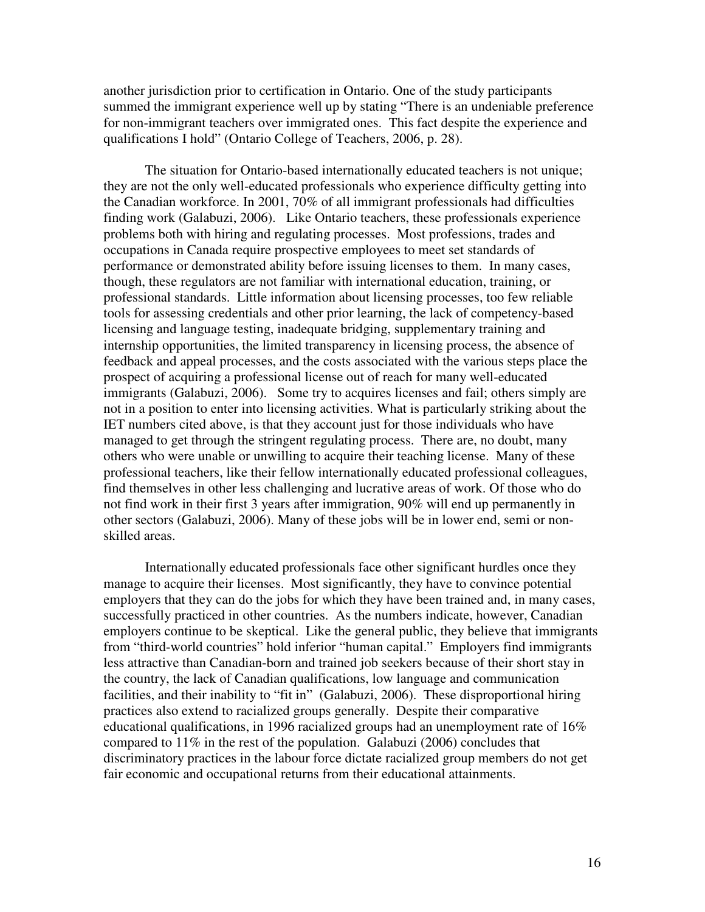another jurisdiction prior to certification in Ontario. One of the study participants summed the immigrant experience well up by stating "There is an undeniable preference for non-immigrant teachers over immigrated ones. This fact despite the experience and qualifications I hold" (Ontario College of Teachers, 2006, p. 28).

The situation for Ontario-based internationally educated teachers is not unique; they are not the only well-educated professionals who experience difficulty getting into the Canadian workforce. In 2001, 70% of all immigrant professionals had difficulties finding work (Galabuzi, 2006). Like Ontario teachers, these professionals experience problems both with hiring and regulating processes. Most professions, trades and occupations in Canada require prospective employees to meet set standards of performance or demonstrated ability before issuing licenses to them. In many cases, though, these regulators are not familiar with international education, training, or professional standards. Little information about licensing processes, too few reliable tools for assessing credentials and other prior learning, the lack of competency-based licensing and language testing, inadequate bridging, supplementary training and internship opportunities, the limited transparency in licensing process, the absence of feedback and appeal processes, and the costs associated with the various steps place the prospect of acquiring a professional license out of reach for many well-educated immigrants (Galabuzi, 2006). Some try to acquires licenses and fail; others simply are not in a position to enter into licensing activities. What is particularly striking about the IET numbers cited above, is that they account just for those individuals who have managed to get through the stringent regulating process. There are, no doubt, many others who were unable or unwilling to acquire their teaching license. Many of these professional teachers, like their fellow internationally educated professional colleagues, find themselves in other less challenging and lucrative areas of work. Of those who do not find work in their first 3 years after immigration, 90% will end up permanently in other sectors (Galabuzi, 2006). Many of these jobs will be in lower end, semi or non-skilled areas.

Internationally educated professionals face other significant hurdles once they manage to acquire their licenses. Most significantly, they have to convince potential employers that they can do the jobs for which they have been trained and, in many cases, successfully practiced in other countries. As the numbers indicate, however, Canadian employers continue to be skeptical. Like the general public, they believe that immigrants from "third-world countries" hold inferior "human capital." Employers find immigrants less attractive than Canadian-born and trained job seekers because of their short stay in the country, the lack of Canadian qualifications, low language and communication facilities, and their inability to "fit in" (Galabuzi, 2006). These disproportional hiring practices also extend to racialized groups generally. Despite their comparative educational qualifications, in 1996 racialized groups had an unemployment rate of 16% compared to 11% in the rest of the population. Galabuzi (2006) concludes that discriminatory practices in the labour force dictate racialized group members do not get fair economic and occupational returns from their educational attainments.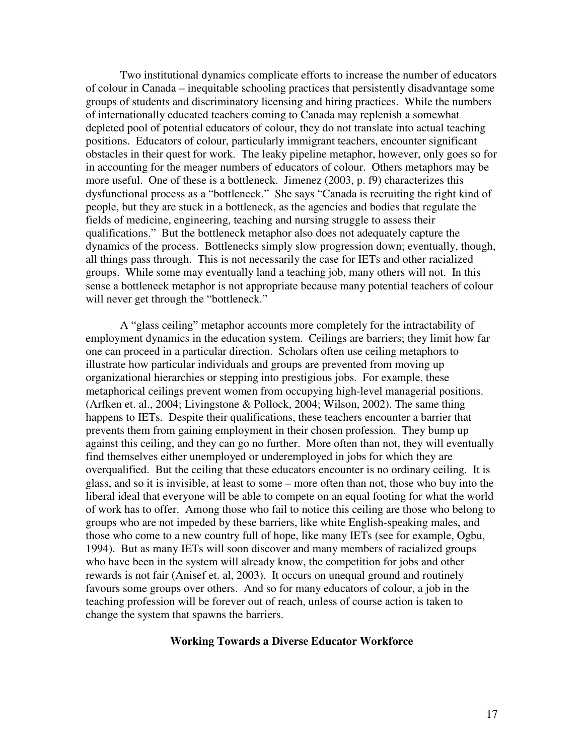Two institutional dynamics complicate efforts to increase the number of educators of colour in Canada – inequitable schooling practices that persistently disadvantage some groups of students and discriminatory licensing and hiring practices. While the numbers of internationally educated teachers coming to Canada may replenish a somewhat depleted pool of potential educators of colour, they do not translate into actual teaching positions. Educators of colour, particularly immigrant teachers, encounter significant obstacles in their quest for work. The leaky pipeline metaphor, however, only goes so for in accounting for the meager numbers of educators of colour. Others metaphors may be more useful. One of these is a bottleneck. Jimenez (2003, p. f9) characterizes this dysfunctional process as a "bottleneck." She says "Canada is recruiting the right kind of people, but they are stuck in a bottleneck, as the agencies and bodies that regulate the fields of medicine, engineering, teaching and nursing struggle to assess their qualifications." But the bottleneck metaphor also does not adequately capture the dynamics of the process. Bottlenecks simply slow progression down; eventually, though, all things pass through. This is not necessarily the case for IETs and other racialized groups. While some may eventually land a teaching job, many others will not. In this sense a bottleneck metaphor is not appropriate because many potential teachers of colour will never get through the "bottleneck."

A "glass ceiling" metaphor accounts more completely for the intractability of employment dynamics in the education system. Ceilings are barriers; they limit how far one can proceed in a particular direction. Scholars often use ceiling metaphors to illustrate how particular individuals and groups are prevented from moving up organizational hierarchies or stepping into prestigious jobs. For example, these metaphorical ceilings prevent women from occupying high-level managerial positions. (Arfken et. al., 2004; Livingstone & Pollock, 2004; Wilson, 2002). The same thing happens to IETs. Despite their qualifications, these teachers encounter a barrier that prevents them from gaining employment in their chosen profession. They bump up against this ceiling, and they can go no further. More often than not, they will eventually find themselves either unemployed or underemployed in jobs for which they are overqualified. But the ceiling that these educators encounter is no ordinary ceiling. It is glass, and so it is invisible, at least to some – more often than not, those who buy into the liberal ideal that everyone will be able to compete on an equal footing for what the world of work has to offer. Among those who fail to notice this ceiling are those who belong to groups who are not impeded by these barriers, like white English-speaking males, and those who come to a new country full of hope, like many IETs (see for example, Ogbu, 1994). But as many IETs will soon discover and many members of racialized groups who have been in the system will already know, the competition for jobs and other rewards is not fair (Anisef et. al, 2003). It occurs on unequal ground and routinely favours some groups over others. And so for many educators of colour, a job in the teaching profession will be forever out of reach, unless of course action is taken to change the system that spawns the barriers.

## Working Towards a Diverse Educator Workforce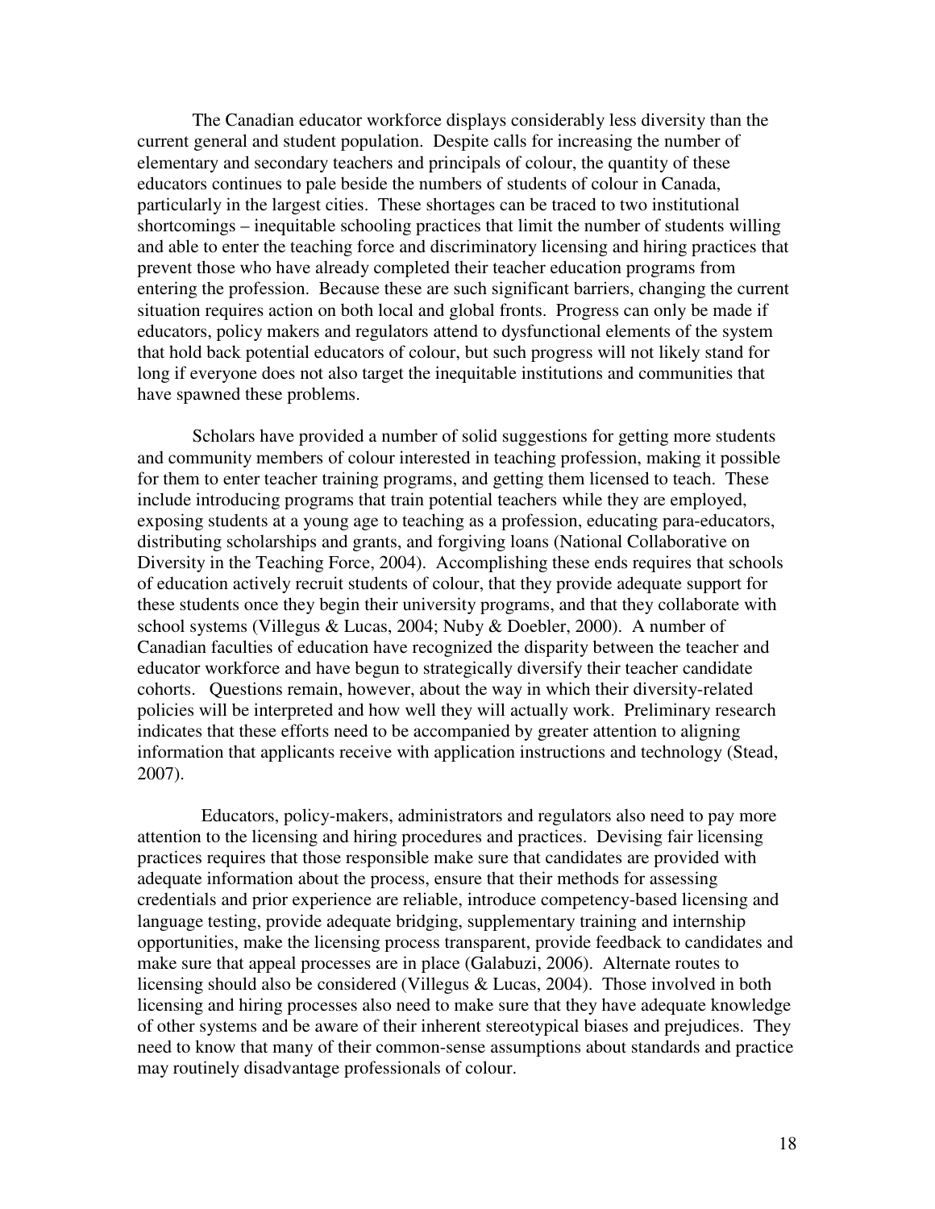The Canadian educator workforce displays considerably less diversity than the current general and student population. Despite calls for increasing the number of elementary and secondary teachers and principals of colour, the quantity of these educators continues to pale beside the numbers of students of colour in Canada, particularly in the largest cities. These shortages can be traced to two institutional shortcomings – inequitable schooling practices that limit the number of students willing and able to enter the teaching force and discriminatory licensing and hiring practices that prevent those who have already completed their teacher education programs from entering the profession. Because these are such significant barriers, changing the current situation requires action on both local and global fronts. Progress can only be made if educators, policy makers and regulators attend to dysfunctional elements of the system that hold back potential educators of colour, but such progress will not likely stand for long if everyone does not also target the inequitable institutions and communities that have spawned these problems.

Scholars have provided a number of solid suggestions for getting more students and community members of colour interested in teaching profession, making it possible for them to enter teacher training programs, and getting them licensed to teach. These include introducing programs that train potential teachers while they are employed, exposing students at a young age to teaching as a profession, educating para-educators, distributing scholarships and grants, and forgiving loans (National Collaborative on Diversity in the Teaching Force, 2004). Accomplishing these ends requires that schools of education actively recruit students of colour, that they provide adequate support for these students once they begin their university programs, and that they collaborate with school systems (Villegus & Lucas, 2004; Nuby & Doebler, 2000). A number of Canadian faculties of education have recognized the disparity between the teacher and educator workforce and have begun to strategically diversify their teacher candidate cohorts. Questions remain, however, about the way in which their diversity-related policies will be interpreted and how well they will actually work. Preliminary research indicates that these efforts need to be accompanied by greater attention to aligning information that applicants receive with application instructions and technology (Stead, 2007).

Educators, policy-makers, administrators and regulators also need to pay more attention to the licensing and hiring procedures and practices. Devising fair licensing practices requires that those responsible make sure that candidates are provided with adequate information about the process, ensure that their methods for assessing credentials and prior experience are reliable, introduce competency-based licensing and language testing, provide adequate bridging, supplementary training and internship opportunities, make the licensing process transparent, provide feedback to candidates and make sure that appeal processes are in place (Galabuzi, 2006). Alternate routes to licensing should also be considered (Villegus & Lucas, 2004). Those involved in both licensing and hiring processes also need to make sure that they have adequate knowledge of other systems and be aware of their inherent stereotypical biases and prejudices. They need to know that many of their common-sense assumptions about standards and practice may routinely disadvantage professionals of colour.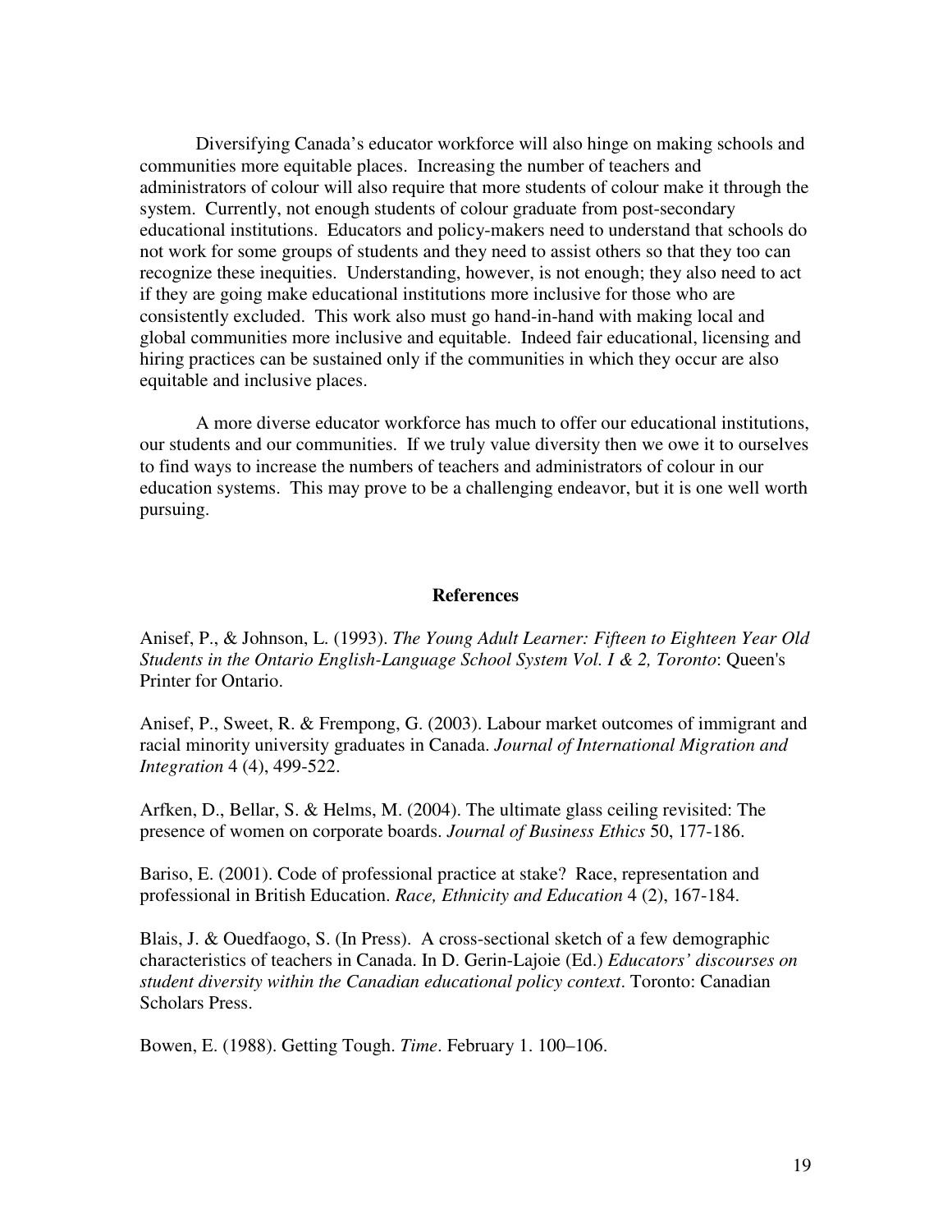Diversifying Canada's educator workforce will also hinge on making schools and communities more equitable places. Increasing the number of teachers and administrators of colour will also require that more students of colour make it through the system. Currently, not enough students of colour graduate from post-secondary educational institutions. Educators and policy-makers need to understand that schools do not work for some groups of students and they need to assist others so that they too can recognize these inequities. Understanding, however, is not enough; they also need to act if they are going make educational institutions more inclusive for those who are consistently excluded. This work also must go hand-in-hand with making local and global communities more inclusive and equitable. Indeed fair educational, licensing and hiring practices can be sustained only if the communities in which they occur are also equitable and inclusive places.

A more diverse educator workforce has much to offer our educational institutions, our students and our communities. If we truly value diversity then we owe it to ourselves to find ways to increase the numbers of teachers and administrators of colour in our education systems. This may prove to be a challenging endeavor, but it is one well worth pursuing.

## References

Anisef, P., & Johnson, L. (1993). *The Young Adult Learner: Fifteen to Eighteen Year Old Students in the Ontario English-Language School System Vol. I & 2, Toronto*: Queen's Printer for Ontario.

Anisef, P., Sweet, R. & Frempong, G. (2003). Labour market outcomes of immigrant and racial minority university graduates in Canada. *Journal of International Migration and Integration* 4 (4), 499-522.

Arfken, D., Bellar, S. & Helms, M. (2004). The ultimate glass ceiling revisited: The presence of women on corporate boards. *Journal of Business Ethics* 50, 177-186.

Bariso, E. (2001). Code of professional practice at stake? Race, representation and professional in British Education. *Race, Ethnicity and Education* 4 (2), 167-184.

Blais, J. & Ouedfaogo, S. (In Press). A cross-sectional sketch of a few demographic characteristics of teachers in Canada. In D. Gerin-Lajoie (Ed.) *Educators' discourses on student diversity within the Canadian educational policy context*. Toronto: Canadian Scholars Press.

Bowen, E. (1988). Getting Tough. *Time*. February 1. 100–106.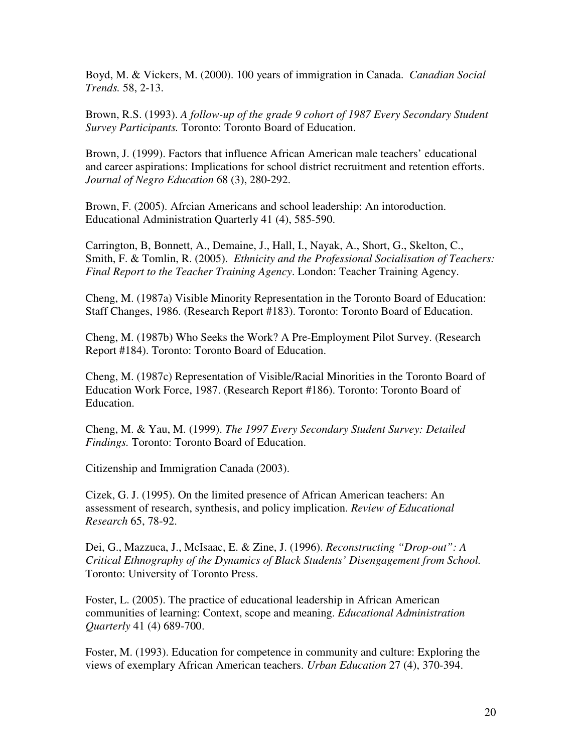Boyd, M. & Vickers, M. (2000). 100 years of immigration in Canada. *Canadian Social Trends.* 58, 2-13.

Brown, R.S. (1993). *A follow-up of the grade 9 cohort of 1987 Every Secondary Student Survey Participants.* Toronto: Toronto Board of Education.

Brown, J. (1999). Factors that influence African American male teachers' educational and career aspirations: Implications for school district recruitment and retention efforts. *Journal of Negro Education* 68 (3), 280-292.

Brown, F. (2005). Afrcian Americans and school leadership: An intoroduction. Educational Administration Quarterly 41 (4), 585-590.

Carrington, B, Bonnett, A., Demaine, J., Hall, I., Nayak, A., Short, G., Skelton, C., Smith, F. & Tomlin, R. (2005). *Ethnicity and the Professional Socialisation of Teachers: Final Report to the Teacher Training Agency*. London: Teacher Training Agency.

Cheng, M. (1987a) Visible Minority Representation in the Toronto Board of Education: Staff Changes, 1986. (Research Report #183). Toronto: Toronto Board of Education.

Cheng, M. (1987b) Who Seeks the Work? A Pre-Employment Pilot Survey. (Research Report #184). Toronto: Toronto Board of Education.

Cheng, M. (1987c) Representation of Visible/Racial Minorities in the Toronto Board of Education Work Force, 1987. (Research Report #186). Toronto: Toronto Board of Education.

Cheng, M. & Yau, M. (1999). *The 1997 Every Secondary Student Survey: Detailed Findings.* Toronto: Toronto Board of Education.

Citizenship and Immigration Canada (2003).

Cizek, G. J. (1995). On the limited presence of African American teachers: An assessment of research, synthesis, and policy implication. *Review of Educational Research* 65, 78-92.

Dei, G., Mazzuca, J., McIsaac, E. & Zine, J. (1996). *Reconstructing "Drop-out": A Critical Ethnography of the Dynamics of Black Students' Disengagement from School.* Toronto: University of Toronto Press.

Foster, L. (2005). The practice of educational leadership in African American communities of learning: Context, scope and meaning. *Educational Administration Quarterly* 41 (4) 689-700.

Foster, M. (1993). Education for competence in community and culture: Exploring the views of exemplary African American teachers. *Urban Education* 27 (4), 370-394.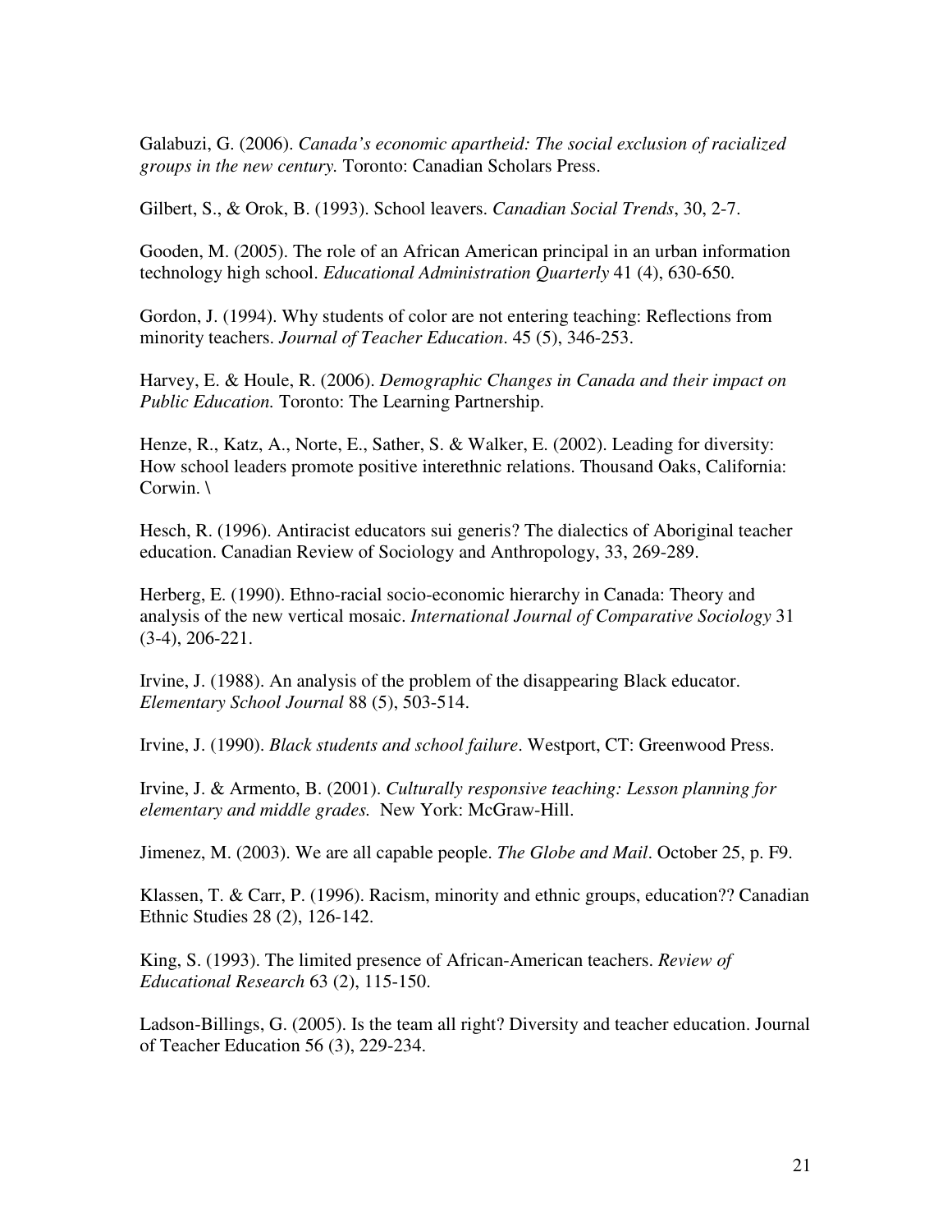Galabuzi, G. (2006). *Canada's economic apartheid: The social exclusion of racialized groups in the new century.* Toronto: Canadian Scholars Press.

Gilbert, S., & Orok, B. (1993). School leavers. *Canadian Social Trends*, 30, 2-7.

Gooden, M. (2005). The role of an African American principal in an urban information technology high school. *Educational Administration Quarterly* 41 (4), 630-650.

Gordon, J. (1994). Why students of color are not entering teaching: Reflections from minority teachers. *Journal of Teacher Education*. 45 (5), 346-253.

Harvey, E. & Houle, R. (2006). *Demographic Changes in Canada and their impact on Public Education.* Toronto: The Learning Partnership.

Henze, R., Katz, A., Norte, E., Sather, S. & Walker, E. (2002). Leading for diversity: How school leaders promote positive interethnic relations. Thousand Oaks, California: Corwin. \

Hesch, R. (1996). Antiracist educators sui generis? The dialectics of Aboriginal teacher education. Canadian Review of Sociology and Anthropology, 33, 269-289.

Herberg, E. (1990). Ethno-racial socio-economic hierarchy in Canada: Theory and analysis of the new vertical mosaic. *International Journal of Comparative Sociology* 31 (3-4), 206-221.

Irvine, J. (1988). An analysis of the problem of the disappearing Black educator. *Elementary School Journal* 88 (5), 503-514.

Irvine, J. (1990). *Black students and school failure*. Westport, CT: Greenwood Press.

Irvine, J. & Armento, B. (2001). *Culturally responsive teaching: Lesson planning for elementary and middle grades.* New York: McGraw-Hill.

Jimenez, M. (2003). We are all capable people. *The Globe and Mail*. October 25, p. F9.

Klassen, T. & Carr, P. (1996). Racism, minority and ethnic groups, education?? Canadian Ethnic Studies 28 (2), 126-142.

King, S. (1993). The limited presence of African-American teachers. *Review of Educational Research* 63 (2), 115-150.

Ladson-Billings, G. (2005). Is the team all right? Diversity and teacher education. Journal of Teacher Education 56 (3), 229-234.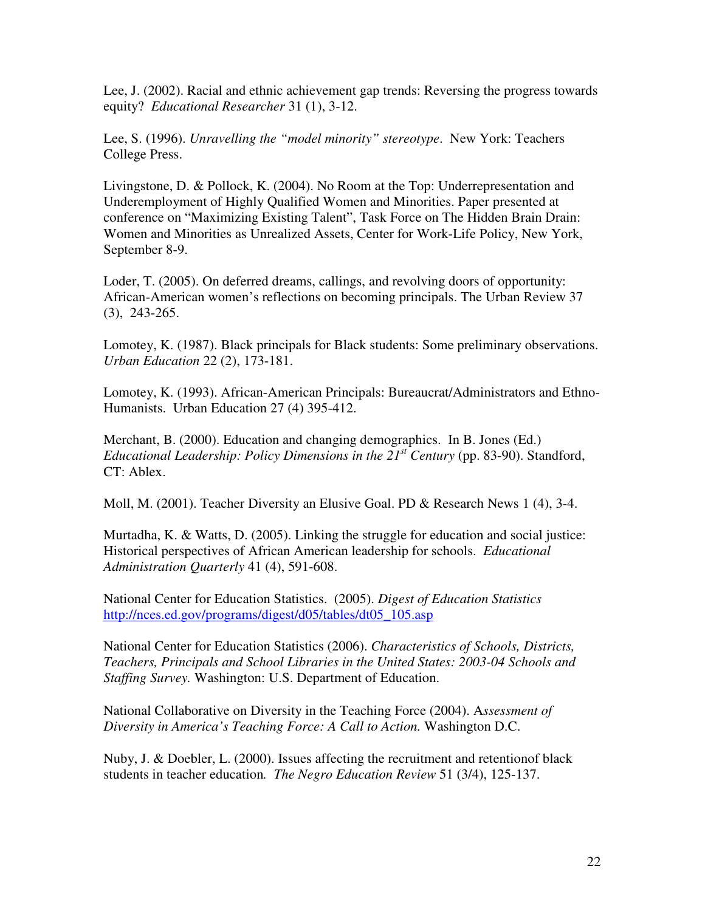Lee, J. (2002). Racial and ethnic achievement gap trends: Reversing the progress towards equity? *Educational Researcher* 31 (1), 3-12.

Lee, S. (1996). *Unravelling the "model minority" stereotype*. New York: Teachers College Press.

Livingstone, D. & Pollock, K. (2004). No Room at the Top: Underrepresentation and Underemployment of Highly Qualified Women and Minorities. Paper presented at conference on "Maximizing Existing Talent", Task Force on The Hidden Brain Drain: Women and Minorities as Unrealized Assets, Center for Work-Life Policy, New York, September 8-9.

Loder, T. (2005). On deferred dreams, callings, and revolving doors of opportunity: African-American women's reflections on becoming principals. The Urban Review 37 (3), 243-265.

Lomotey, K. (1987). Black principals for Black students: Some preliminary observations. *Urban Education* 22 (2), 173-181.

Lomotey, K. (1993). African-American Principals: Bureaucrat/Administrators and Ethno-Humanists. Urban Education 27 (4) 395-412.

Merchant, B. (2000). Education and changing demographics. In B. Jones (Ed.) *Educational Leadership: Policy Dimensions in the 21st Century* (pp. 83-90). Standford, CT: Ablex.

Moll, M. (2001). Teacher Diversity an Elusive Goal. PD & Research News 1 (4), 3-4.

Murtadha, K. & Watts, D. (2005). Linking the struggle for education and social justice: Historical perspectives of African American leadership for schools. *Educational Administration Quarterly* 41 (4), 591-608.

National Center for Education Statistics. (2005). *Digest of Education Statistics* http://nces.ed.gov/programs/digest/d05/tables/dt05_105.asp

National Center for Education Statistics (2006). *Characteristics of Schools, Districts, Teachers, Principals and School Libraries in the United States: 2003-04 Schools and Staffing Survey.* Washington: U.S. Department of Education.

National Collaborative on Diversity in the Teaching Force (2004). A*ssessment of Diversity in America's Teaching Force: A Call to Action.* Washington D.C.

Nuby, J. & Doebler, L. (2000). Issues affecting the recruitment and retentionof black students in teacher education*. The Negro Education Review* 51 (3/4), 125-137.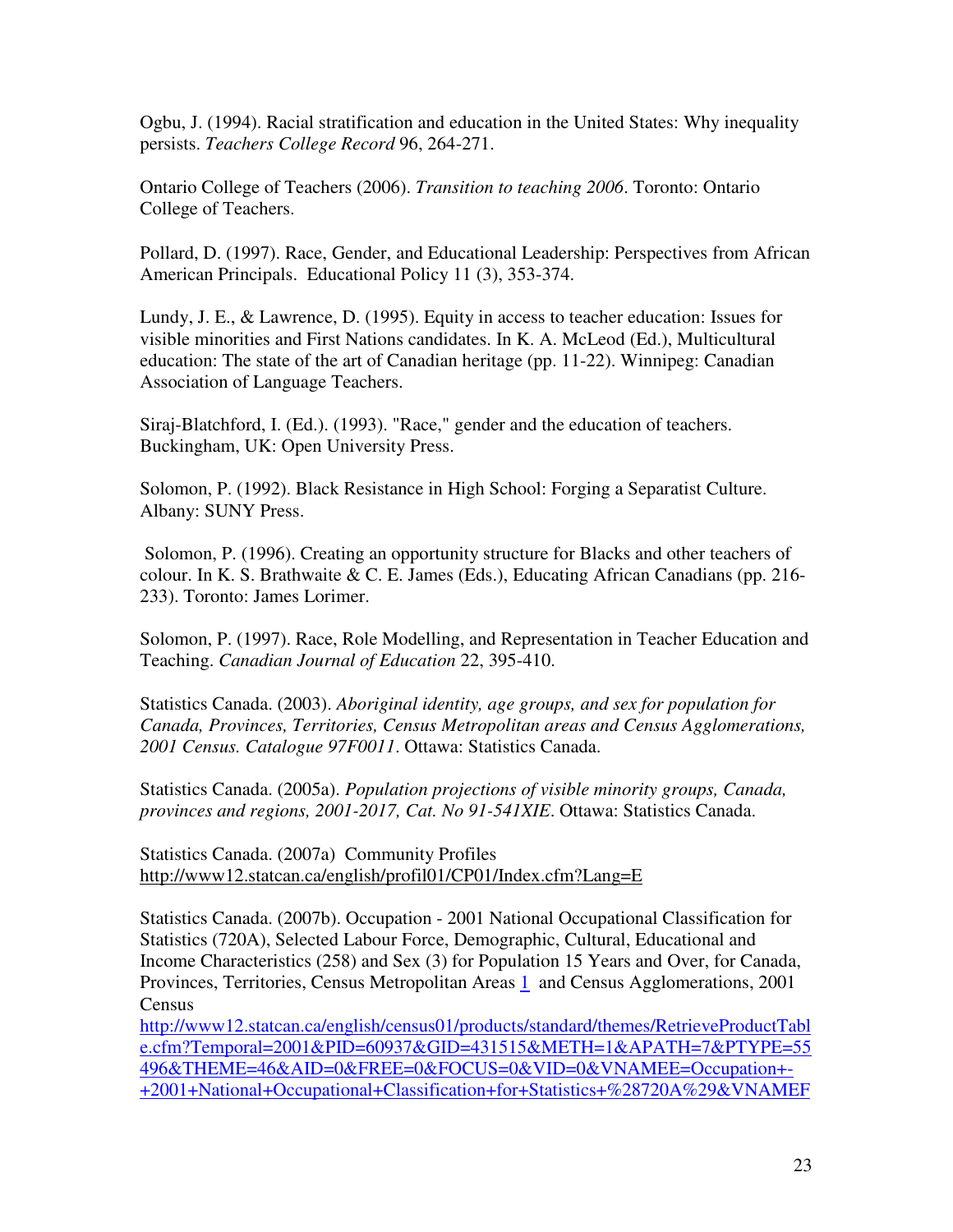Ogbu, J. (1994). Racial stratification and education in the United States: Why inequality persists. *Teachers College Record* 96, 264-271.

Ontario College of Teachers (2006). *Transition to teaching 2006*. Toronto: Ontario College of Teachers.

Pollard, D. (1997). Race, Gender, and Educational Leadership: Perspectives from African American Principals. Educational Policy 11 (3), 353-374.

Lundy, J. E., & Lawrence, D. (1995). Equity in access to teacher education: Issues for visible minorities and First Nations candidates. In K. A. McLeod (Ed.), Multicultural education: The state of the art of Canadian heritage (pp. 11-22). Winnipeg: Canadian Association of Language Teachers.

Siraj-Blatchford, I. (Ed.). (1993). "Race," gender and the education of teachers. Buckingham, UK: Open University Press.

Solomon, P. (1992). Black Resistance in High School: Forging a Separatist Culture. Albany: SUNY Press.

Solomon, P. (1996). Creating an opportunity structure for Blacks and other teachers of colour. In K. S. Brathwaite & C. E. James (Eds.), Educating African Canadians (pp. 216-233). Toronto: James Lorimer.

Solomon, P. (1997). Race, Role Modelling, and Representation in Teacher Education and Teaching. *Canadian Journal of Education* 22, 395-410.

Statistics Canada. (2003). *Aboriginal identity, age groups, and sex for population for Canada, Provinces, Territories, Census Metropolitan areas and Census Agglomerations, 2001 Census. Catalogue 97F0011*. Ottawa: Statistics Canada.

Statistics Canada. (2005a). *Population projections of visible minority groups, Canada, provinces and regions, 2001-2017, Cat. No 91-541XIE*. Ottawa: Statistics Canada.

Statistics Canada. (2007a) Community Profiles http://www12.statcan.ca/english/profil01/CP01/Index.cfm?Lang=E

Statistics Canada. (2007b). Occupation - 2001 National Occupational Classification for Statistics (720A), Selected Labour Force, Demographic, Cultural, Educational and Income Characteristics (258) and Sex (3) for Population 15 Years and Over, for Canada, Provinces, Territories, Census Metropolitan Areas 1 and Census Agglomerations, 2001 Census
http://www12.statcan.ca/english/census01/products/standard/themes/RetrieveProductTable.cfm?Temporal=2001&PID=60937&GID=431515&METH=1&APATH=7&PTYPE=55496&THEME=46&AID=0&FREE=0&FOCUS=0&VID=0&VNAMEE=Occupation+-+2001+National+Occupational+Classification+for+Statistics+%28720A%29&VNAMEF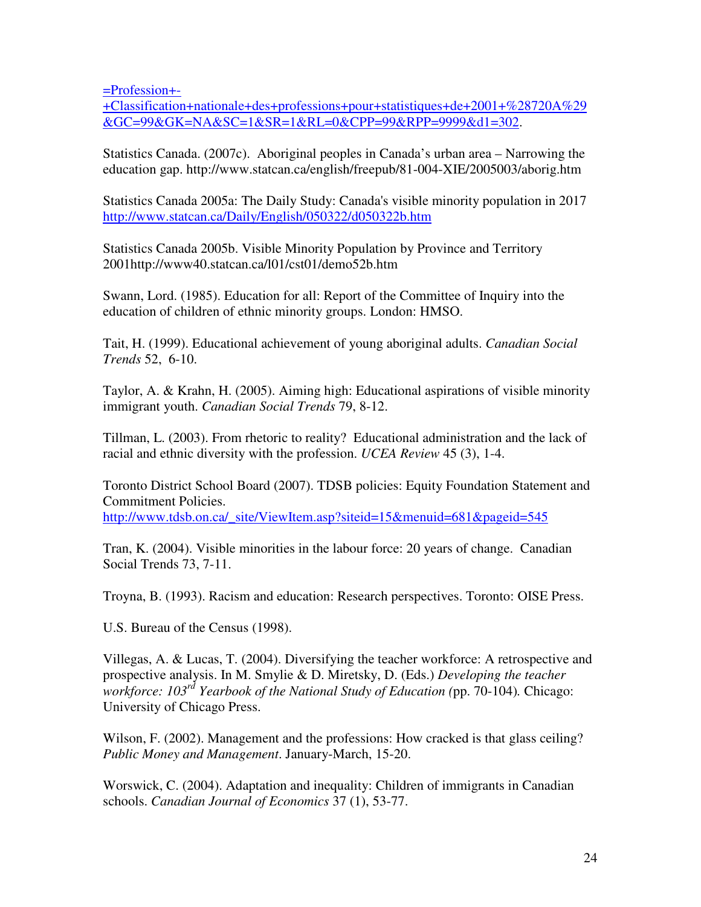=Profession+-+Classification+nationale+des+professions+pour+statistiques+de+2001+%28720A%29&GC=99&GK=NA&SC=1&SR=1&RL=0&CPP=99&RPP=9999&d1=302.

Statistics Canada. (2007c). Aboriginal peoples in Canada's urban area – Narrowing the education gap. http://www.statcan.ca/english/freepub/81-004-XIE/2005003/aborig.htm

Statistics Canada 2005a: The Daily Study: Canada's visible minority population in 2017 http://www.statcan.ca/Daily/English/050322/d050322b.htm

Statistics Canada 2005b. Visible Minority Population by Province and Territory 2001http://www40.statcan.ca/l01/cst01/demo52b.htm

Swann, Lord. (1985). Education for all: Report of the Committee of Inquiry into the education of children of ethnic minority groups. London: HMSO.

Tait, H. (1999). Educational achievement of young aboriginal adults. *Canadian Social Trends* 52, 6-10.

Taylor, A. & Krahn, H. (2005). Aiming high: Educational aspirations of visible minority immigrant youth. *Canadian Social Trends* 79, 8-12.

Tillman, L. (2003). From rhetoric to reality? Educational administration and the lack of racial and ethnic diversity with the profession. *UCEA Review* 45 (3), 1-4.

Toronto District School Board (2007). TDSB policies: Equity Foundation Statement and Commitment Policies. http://www.tdsb.on.ca/_site/ViewItem.asp?siteid=15&menuid=681&pageid=545

Tran, K. (2004). Visible minorities in the labour force: 20 years of change. Canadian Social Trends 73, 7-11.

Troyna, B. (1993). Racism and education: Research perspectives. Toronto: OISE Press.

U.S. Bureau of the Census (1998).

Villegas, A. & Lucas, T. (2004). Diversifying the teacher workforce: A retrospective and prospective analysis. In M. Smylie & D. Miretsky, D. (Eds.) *Developing the teacher workforce: 103rd Yearbook of the National Study of Education (*pp. 70-104). Chicago: University of Chicago Press.

Wilson, F. (2002). Management and the professions: How cracked is that glass ceiling? *Public Money and Management*. January-March, 15-20.

Worswick, C. (2004). Adaptation and inequality: Children of immigrants in Canadian schools. *Canadian Journal of Economics* 37 (1), 53-77.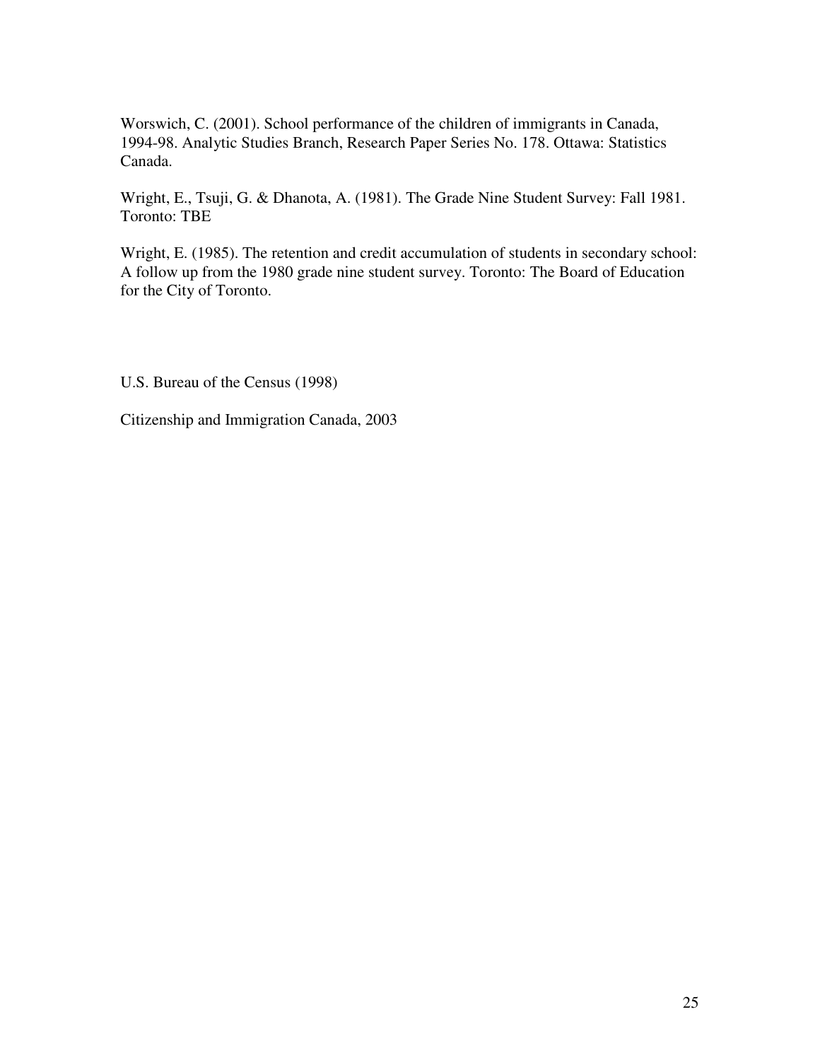Worswich, C. (2001). School performance of the children of immigrants in Canada, 1994-98. Analytic Studies Branch, Research Paper Series No. 178. Ottawa: Statistics Canada.

Wright, E., Tsuji, G. & Dhanota, A. (1981). The Grade Nine Student Survey: Fall 1981. Toronto: TBE

Wright, E. (1985). The retention and credit accumulation of students in secondary school: A follow up from the 1980 grade nine student survey. Toronto: The Board of Education for the City of Toronto.

U.S. Bureau of the Census (1998)

Citizenship and Immigration Canada, 2003